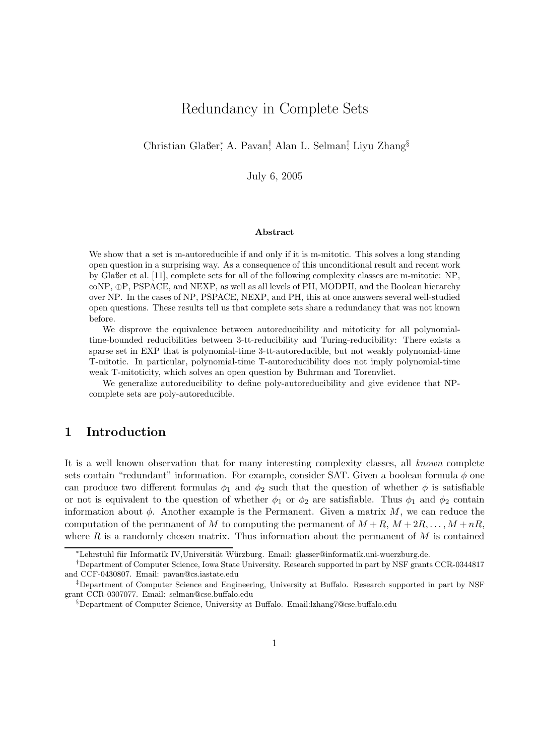# Redundancy in Complete Sets

Christian Glaßer[*], A. Pavan[†], Alan L. Selman[‡], Liyu Zhang[§]

July 6, 2005

**Abstract**

We show that a set is m-autoreducible if and only if it is m-mitotic. This solves a long standing open question in a surprising way. As a consequence of this unconditional result and recent work by Glaßer et al. [11], complete sets for all of the following complexity classes are m-mitotic: NP, coNP, ⊕P, PSPACE, and NEXP, as well as all levels of PH, MODPH, and the Boolean hierarchy over NP. In the cases of NP, PSPACE, NEXP, and PH, this at once answers several well-studied open questions. These results tell us that complete sets share a redundancy that was not known before.

We disprove the equivalence between autoreducibility and mitoticity for all polynomial-time-bounded reducibilities between 3-tt-reducibility and Turing-reducibility: There exists a sparse set in EXP that is polynomial-time 3-tt-autoreducible, but not weakly polynomial-time T-mitotic. In particular, polynomial-time T-autoreducibility does not imply polynomial-time weak T-mitoticity, which solves an open question by Buhrman and Torenvliet.

We generalize autoreducibility to define poly-autoreducibility and give evidence that NP-complete sets are poly-autoreducible.

## 1 Introduction

It is a well known observation that for many interesting complexity classes, all *known* complete sets contain "redundant" information. For example, consider SAT. Given a boolean formula $\phi$ one can produce two different formulas $\phi_1$ and $\phi_2$ such that the question of whether $\phi$ is satisfiable or not is equivalent to the question of whether $\phi_1$ or $\phi_2$ are satisfiable. Thus $\phi_1$ and $\phi_2$ contain information about $\phi$. Another example is the Permanent. Given a matrix $M$, we can reduce the computation of the permanent of $M$ to computing the permanent of $M + R$, $M + 2R, \ldots, M + nR$, where $R$ is a randomly chosen matrix. Thus information about the permanent of $M$ is contained

---

[*] Lehrstuhl für Informatik IV,Universität Würzburg. Email: glasser@informatik.uni-wuerzburg.de.

[†] Department of Computer Science, Iowa State University. Research supported in part by NSF grants CCR-0344817 and CCF-0430807. Email: pavan@cs.iastate.edu

[‡] Department of Computer Science and Engineering, University at Buffalo. Research supported in part by NSF grant CCR-0307077. Email: selman@cse.buffalo.edu

[§] Department of Computer Science, University at Buffalo. Email:lzhang7@cse.buffalo.edu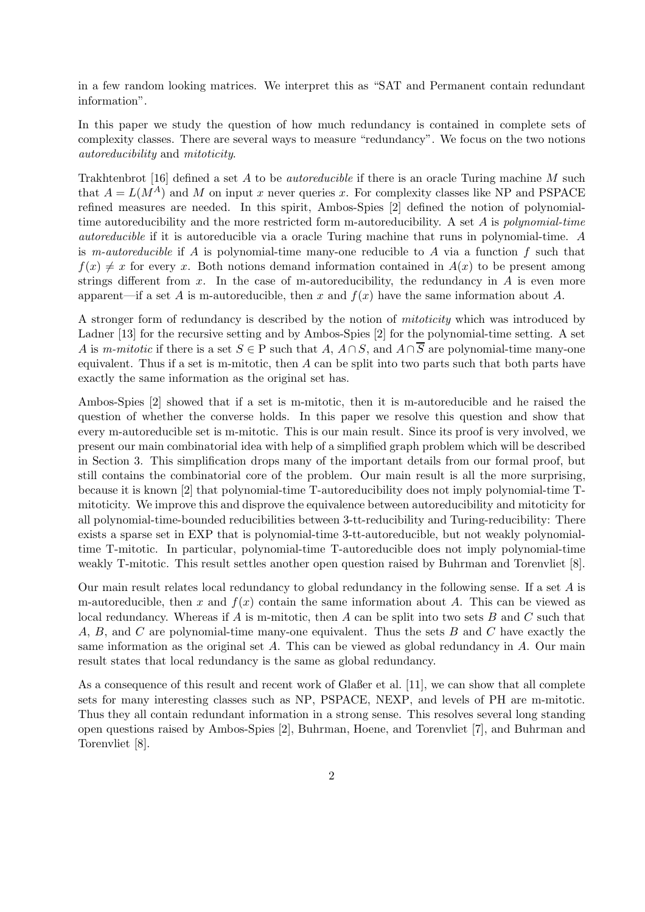in a few random looking matrices. We interpret this as "SAT and Permanent contain redundant information".

In this paper we study the question of how much redundancy is contained in complete sets of complexity classes. There are several ways to measure "redundancy". We focus on the two notions *autoreducibility* and *mitoticity*.

Trakhtenbrot [16] defined a set $A$ to be *autoreducible* if there is an oracle Turing machine $M$ such that $A = L(M^A)$ and $M$ on input $x$ never queries $x$. For complexity classes like NP and PSPACE refined measures are needed. In this spirit, Ambos-Spies [2] defined the notion of polynomial-time autoreducibility and the more restricted form m-autoreducibility. A set $A$ is *polynomial-time autoreducible* if it is autoreducible via a oracle Turing machine that runs in polynomial-time. $A$ is *m-autoreducible* if $A$ is polynomial-time many-one reducible to $A$ via a function $f$ such that $f(x) \neq x$ for every $x$. Both notions demand information contained in $A(x)$ to be present among strings different from $x$. In the case of m-autoreducibility, the redundancy in $A$ is even more apparent—if a set $A$ is m-autoreducible, then $x$ and $f(x)$ have the same information about $A$.

A stronger form of redundancy is described by the notion of *mitoticity* which was introduced by Ladner [13] for the recursive setting and by Ambos-Spies [2] for the polynomial-time setting. A set $A$ is *m-mitotic* if there is a set $S \in \mathrm{P}$ such that $A$, $A \cap S$, and $A \cap \overline{S}$ are polynomial-time many-one equivalent. Thus if a set is m-mitotic, then $A$ can be split into two parts such that both parts have exactly the same information as the original set has.

Ambos-Spies [2] showed that if a set is m-mitotic, then it is m-autoreducible and he raised the question of whether the converse holds. In this paper we resolve this question and show that every m-autoreducible set is m-mitotic. This is our main result. Since its proof is very involved, we present our main combinatorial idea with help of a simplified graph problem which will be described in Section 3. This simplification drops many of the important details from our formal proof, but still contains the combinatorial core of the problem. Our main result is all the more surprising, because it is known [2] that polynomial-time T-autoreducibility does not imply polynomial-time T-mitoticity. We improve this and disprove the equivalence between autoreducibility and mitoticity for all polynomial-time-bounded reducibilities between 3-tt-reducibility and Turing-reducibility: There exists a sparse set in EXP that is polynomial-time 3-tt-autoreducible, but not weakly polynomial-time T-mitotic. In particular, polynomial-time T-autoreducible does not imply polynomial-time weakly T-mitotic. This result settles another open question raised by Buhrman and Torenvliet [8].

Our main result relates local redundancy to global redundancy in the following sense. If a set $A$ is m-autoreducible, then $x$ and $f(x)$ contain the same information about $A$. This can be viewed as local redundancy. Whereas if $A$ is m-mitotic, then $A$ can be split into two sets $B$ and $C$ such that $A$, $B$, and $C$ are polynomial-time many-one equivalent. Thus the sets $B$ and $C$ have exactly the same information as the original set $A$. This can be viewed as global redundancy in $A$. Our main result states that local redundancy is the same as global redundancy.

As a consequence of this result and recent work of Glaßer et al. [11], we can show that all complete sets for many interesting classes such as NP, PSPACE, NEXP, and levels of PH are m-mitotic. Thus they all contain redundant information in a strong sense. This resolves several long standing open questions raised by Ambos-Spies [2], Buhrman, Hoene, and Torenvliet [7], and Buhrman and Torenvliet [8].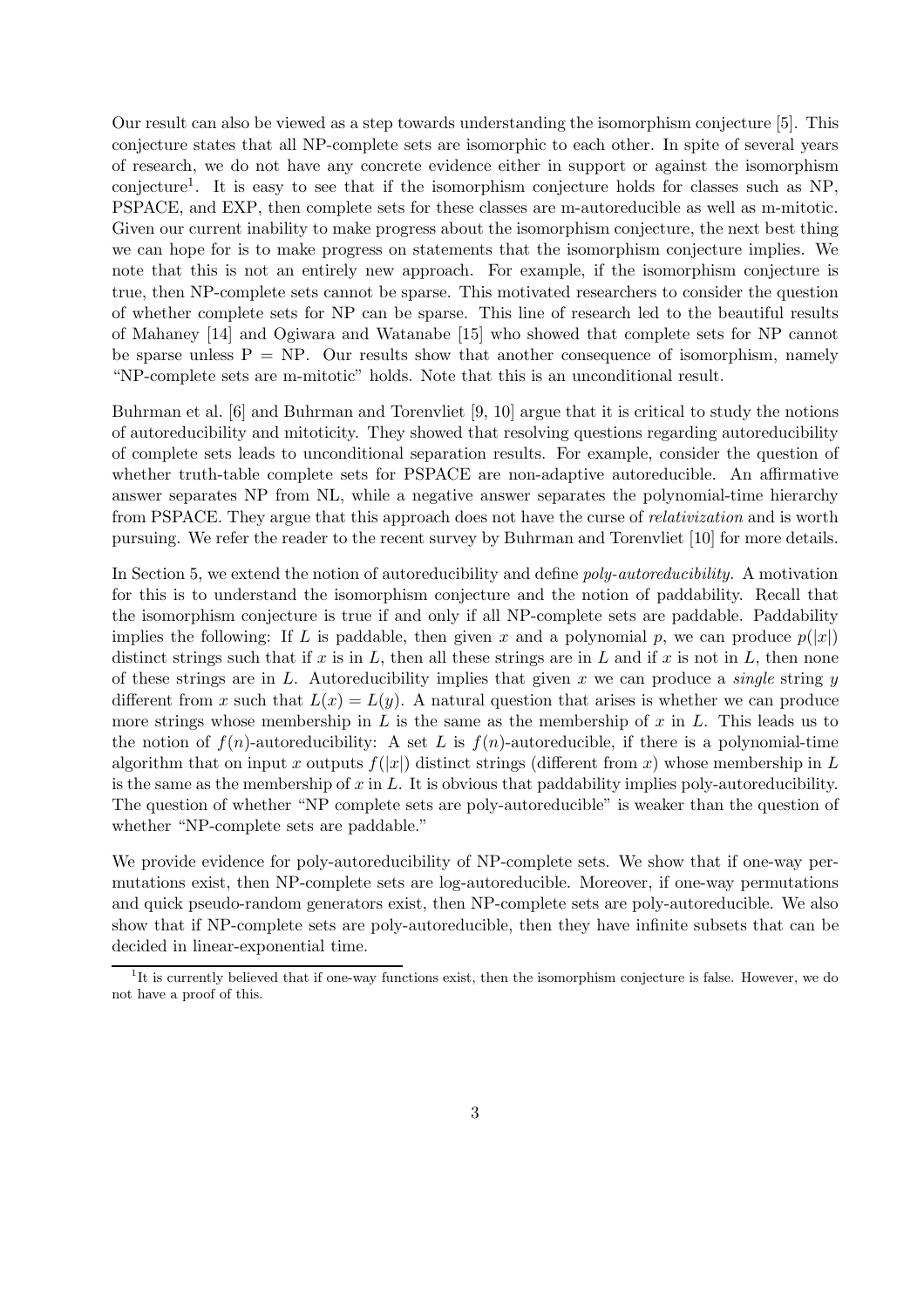Our result can also be viewed as a step towards understanding the isomorphism conjecture [5]. This conjecture states that all NP-complete sets are isomorphic to each other. In spite of several years of research, we do not have any concrete evidence either in support or against the isomorphism conjecture[1]. It is easy to see that if the isomorphism conjecture holds for classes such as NP, PSPACE, and EXP, then complete sets for these classes are m-autoreducible as well as m-mitotic. Given our current inability to make progress about the isomorphism conjecture, the next best thing we can hope for is to make progress on statements that the isomorphism conjecture implies. We note that this is not an entirely new approach. For example, if the isomorphism conjecture is true, then NP-complete sets cannot be sparse. This motivated researchers to consider the question of whether complete sets for NP can be sparse. This line of research led to the beautiful results of Mahaney [14] and Ogiwara and Watanabe [15] who showed that complete sets for NP cannot be sparse unless P = NP. Our results show that another consequence of isomorphism, namely "NP-complete sets are m-mitotic" holds. Note that this is an unconditional result.

Buhrman et al. [6] and Buhrman and Torenvliet [9, 10] argue that it is critical to study the notions of autoreducibility and mitoticity. They showed that resolving questions regarding autoreducibility of complete sets leads to unconditional separation results. For example, consider the question of whether truth-table complete sets for PSPACE are non-adaptive autoreducible. An affirmative answer separates NP from NL, while a negative answer separates the polynomial-time hierarchy from PSPACE. They argue that this approach does not have the curse of *relativization* and is worth pursuing. We refer the reader to the recent survey by Buhrman and Torenvliet [10] for more details.

In Section 5, we extend the notion of autoreducibility and define *poly-autoreducibility*. A motivation for this is to understand the isomorphism conjecture and the notion of paddability. Recall that the isomorphism conjecture is true if and only if all NP-complete sets are paddable. Paddability implies the following: If $L$ is paddable, then given $x$ and a polynomial $p$, we can produce $p(|x|)$ distinct strings such that if $x$ is in $L$, then all these strings are in $L$ and if $x$ is not in $L$, then none of these strings are in $L$. Autoreducibility implies that given $x$ we can produce a *single* string $y$ different from $x$ such that $L(x) = L(y)$. A natural question that arises is whether we can produce more strings whose membership in $L$ is the same as the membership of $x$ in $L$. This leads us to the notion of $f(n)$-autoreducibility: A set $L$ is $f(n)$-autoreducible, if there is a polynomial-time algorithm that on input $x$ outputs $f(|x|)$ distinct strings (different from $x$) whose membership in $L$ is the same as the membership of $x$ in $L$. It is obvious that paddability implies poly-autoreducibility. The question of whether "NP complete sets are poly-autoreducible" is weaker than the question of whether "NP-complete sets are paddable."

We provide evidence for poly-autoreducibility of NP-complete sets. We show that if one-way permutations exist, then NP-complete sets are log-autoreducible. Moreover, if one-way permutations and quick pseudo-random generators exist, then NP-complete sets are poly-autoreducible. We also show that if NP-complete sets are poly-autoreducible, then they have infinite subsets that can be decided in linear-exponential time.

[1]It is currently believed that if one-way functions exist, then the isomorphism conjecture is false. However, we do not have a proof of this.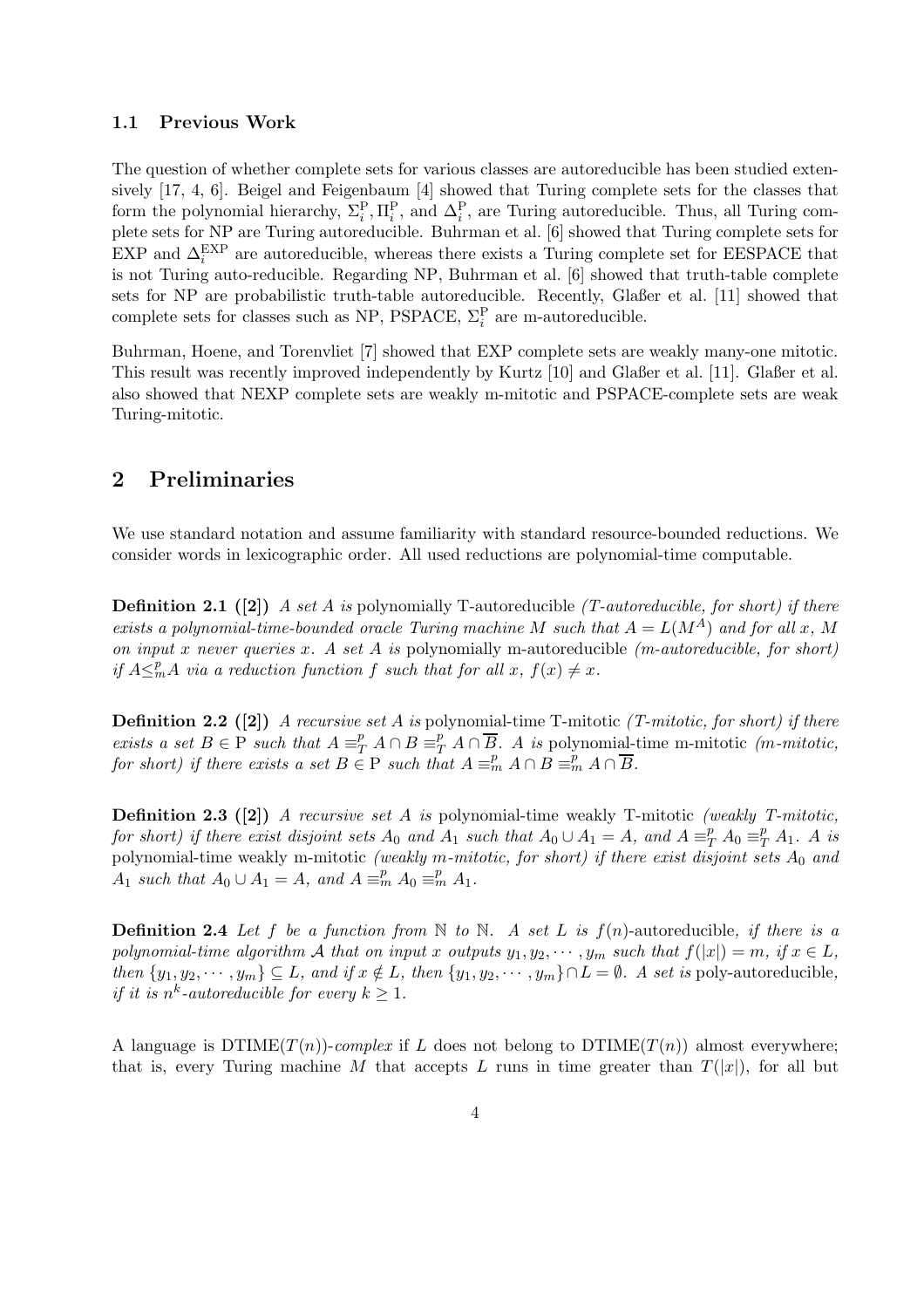### 1.1 Previous Work

The question of whether complete sets for various classes are autoreducible has been studied extensively [17, 4, 6]. Beigel and Feigenbaum [4] showed that Turing complete sets for the classes that form the polynomial hierarchy, $\Sigma_i^{\mathrm{P}}, \Pi_i^{\mathrm{P}}$, and $\Delta_i^{\mathrm{P}}$, are Turing autoreducible. Thus, all Turing complete sets for NP are Turing autoreducible. Buhrman et al. [6] showed that Turing complete sets for EXP and $\Delta_i^{\mathrm{EXP}}$ are autoreducible, whereas there exists a Turing complete set for EESPACE that is not Turing auto-reducible. Regarding NP, Buhrman et al. [6] showed that truth-table complete sets for NP are probabilistic truth-table autoreducible. Recently, Glaßer et al. [11] showed that complete sets for classes such as NP, PSPACE, $\Sigma_i^{\mathrm{P}}$ are m-autoreducible.

Buhrman, Hoene, and Torenvliet [7] showed that EXP complete sets are weakly many-one mitotic. This result was recently improved independently by Kurtz [10] and Glaßer et al. [11]. Glaßer et al. also showed that NEXP complete sets are weakly m-mitotic and PSPACE-complete sets are weak Turing-mitotic.

## 2 Preliminaries

We use standard notation and assume familiarity with standard resource-bounded reductions. We consider words in lexicographic order. All used reductions are polynomial-time computable.

**Definition 2.1 ([2])** *A set $A$ is* polynomially T-autoreducible *(T-autoreducible, for short) if there exists a polynomial-time-bounded oracle Turing machine $M$ such that $A = L(M^A)$ and for all $x$, $M$ on input $x$ never queries $x$. A set $A$ is* polynomially m-autoreducible *(m-autoreducible, for short) if $A \leq_m^p A$ via a reduction function $f$ such that for all $x$, $f(x) \neq x$.*

**Definition 2.2 ([2])** *A recursive set $A$ is* polynomial-time T-mitotic *(T-mitotic, for short) if there exists a set $B \in \mathrm{P}$ such that $A \equiv_T^p A \cap B \equiv_T^p A \cap \overline{B}$. $A$ is* polynomial-time m-mitotic *(m-mitotic, for short) if there exists a set $B \in \mathrm{P}$ such that $A \equiv_m^p A \cap B \equiv_m^p A \cap \overline{B}$.*

**Definition 2.3 ([2])** *A recursive set $A$ is* polynomial-time weakly T-mitotic *(weakly T-mitotic, for short) if there exist disjoint sets $A_0$ and $A_1$ such that $A_0 \cup A_1 = A$, and $A \equiv_T^p A_0 \equiv_T^p A_1$. $A$ is* polynomial-time weakly m-mitotic *(weakly m-mitotic, for short) if there exist disjoint sets $A_0$ and $A_1$ such that $A_0 \cup A_1 = A$, and $A \equiv_m^p A_0 \equiv_m^p A_1$.*

**Definition 2.4** *Let $f$ be a function from $\mathbb{N}$ to $\mathbb{N}$. A set $L$ is* $f(n)$-autoreducible, *if there is a polynomial-time algorithm $\mathcal{A}$ that on input $x$ outputs $y_1, y_2, \cdots, y_m$ such that $f(|x|) = m$, if $x \in L$, then $\{y_1, y_2, \cdots, y_m\} \subseteq L$, and if $x \notin L$, then $\{y_1, y_2, \cdots, y_m\} \cap L = \emptyset$. A set is* poly-autoreducible, *if it is $n^k$-autoreducible for every $k \geq 1$.*

A language is $\mathrm{DTIME}(T(n))$-*complex* if $L$ does not belong to $\mathrm{DTIME}(T(n))$ almost everywhere; that is, every Turing machine $M$ that accepts $L$ runs in time greater than $T(|x|)$, for all but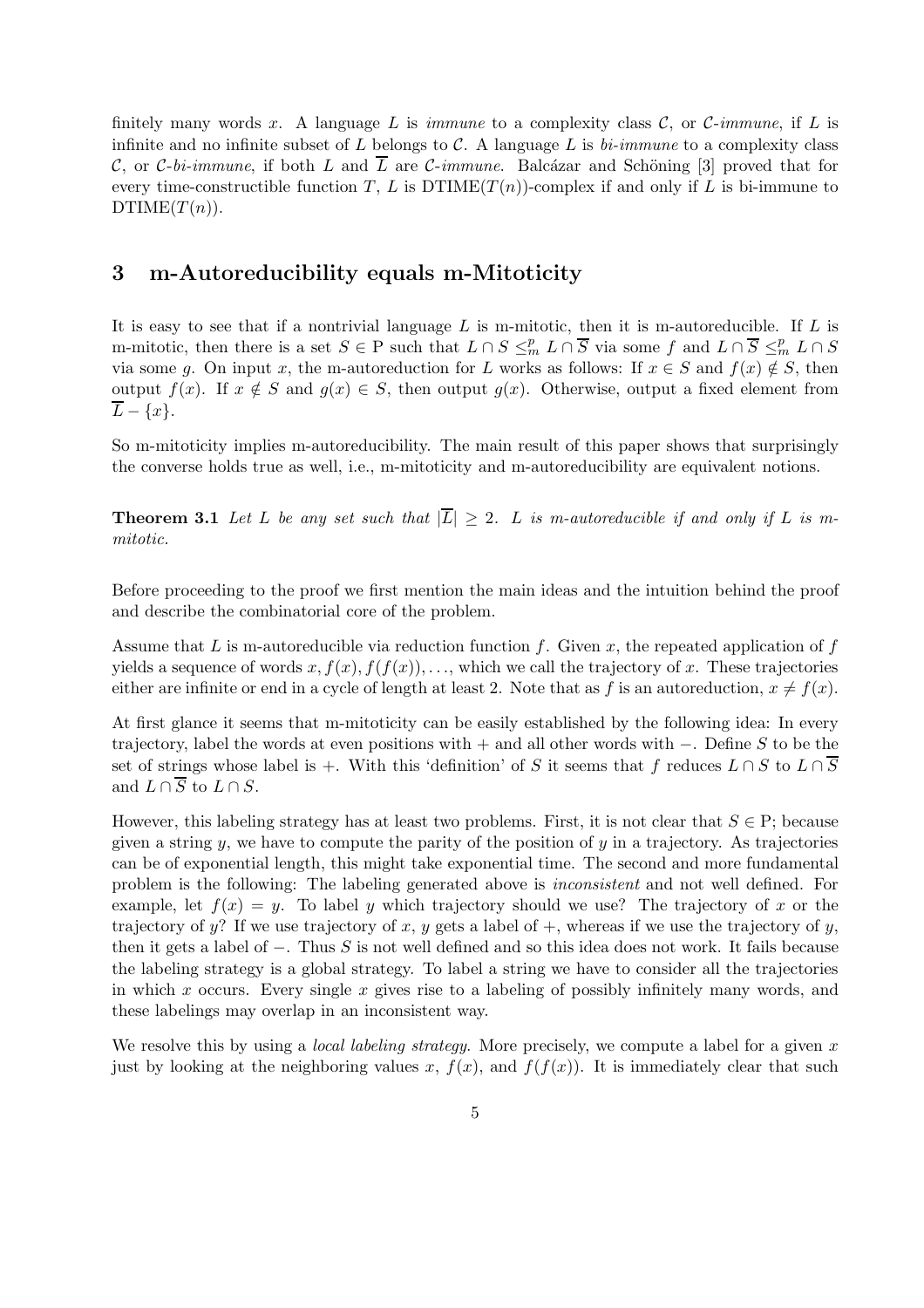finitely many words $x$. A language $L$ is *immune* to a complexity class $\mathcal{C}$, or $\mathcal{C}$-*immune*, if $L$ is infinite and no infinite subset of $L$ belongs to $\mathcal{C}$. A language $L$ is *bi-immune* to a complexity class $\mathcal{C}$, or $\mathcal{C}$-*bi-immune*, if both $L$ and $\overline{L}$ are $\mathcal{C}$-*immune*. Balcázar and Schöning [3] proved that for every time-constructible function $T$, $L$ is $\mathrm{DTIME}(T(n))$-complex if and only if $L$ is bi-immune to $\mathrm{DTIME}(T(n))$.

## 3 m-Autoreducibility equals m-Mitoticity

It is easy to see that if a nontrivial language $L$ is m-mitotic, then it is m-autoreducible. If $L$ is m-mitotic, then there is a set $S \in \mathrm{P}$ such that $L \cap S \leq_m^p L \cap \overline{S}$ via some $f$ and $L \cap \overline{S} \leq_m^p L \cap S$ via some $g$. On input $x$, the m-autoreduction for $L$ works as follows: If $x \in S$ and $f(x) \notin S$, then output $f(x)$. If $x \notin S$ and $g(x) \in S$, then output $g(x)$. Otherwise, output a fixed element from $\overline{L} - \{x\}$.

So m-mitoticity implies m-autoreducibility. The main result of this paper shows that surprisingly the converse holds true as well, i.e., m-mitoticity and m-autoreducibility are equivalent notions.

**Theorem 3.1** *Let $L$ be any set such that $|\overline{L}| \geq 2$. $L$ is m-autoreducible if and only if $L$ is m-mitotic.*

Before proceeding to the proof we first mention the main ideas and the intuition behind the proof and describe the combinatorial core of the problem.

Assume that $L$ is m-autoreducible via reduction function $f$. Given $x$, the repeated application of $f$ yields a sequence of words $x, f(x), f(f(x)), \ldots$, which we call the trajectory of $x$. These trajectories either are infinite or end in a cycle of length at least 2. Note that as $f$ is an autoreduction, $x \neq f(x)$.

At first glance it seems that m-mitoticity can be easily established by the following idea: In every trajectory, label the words at even positions with $+$ and all other words with $-$. Define $S$ to be the set of strings whose label is $+$. With this 'definition' of $S$ it seems that $f$ reduces $L \cap S$ to $L \cap \overline{S}$ and $L \cap \overline{S}$ to $L \cap S$.

However, this labeling strategy has at least two problems. First, it is not clear that $S \in \mathrm{P}$; because given a string $y$, we have to compute the parity of the position of $y$ in a trajectory. As trajectories can be of exponential length, this might take exponential time. The second and more fundamental problem is the following: The labeling generated above is *inconsistent* and not well defined. For example, let $f(x) = y$. To label $y$ which trajectory should we use? The trajectory of $x$ or the trajectory of $y$? If we use trajectory of $x$, $y$ gets a label of $+$, whereas if we use the trajectory of $y$, then it gets a label of $-$. Thus $S$ is not well defined and so this idea does not work. It fails because the labeling strategy is a global strategy. To label a string we have to consider all the trajectories in which $x$ occurs. Every single $x$ gives rise to a labeling of possibly infinitely many words, and these labelings may overlap in an inconsistent way.

We resolve this by using a *local labeling strategy*. More precisely, we compute a label for a given $x$ just by looking at the neighboring values $x$, $f(x)$, and $f(f(x))$. It is immediately clear that such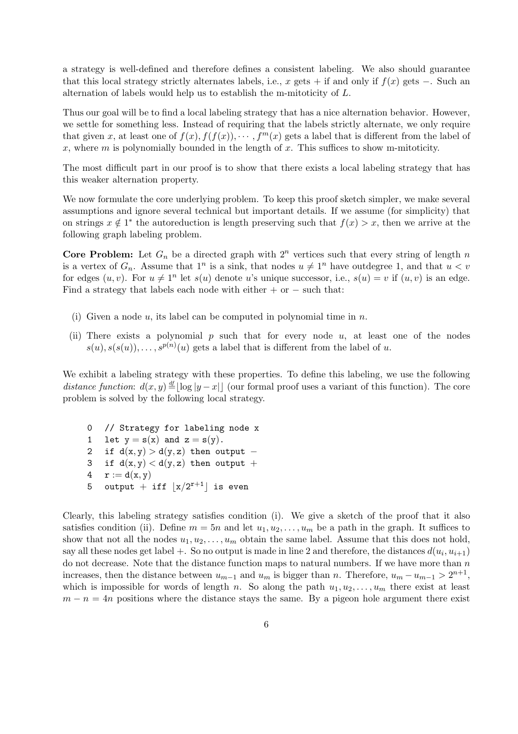a strategy is well-defined and therefore defines a consistent labeling. We also should guarantee that this local strategy strictly alternates labels, i.e., $x$ gets + if and only if $f(x)$ gets −. Such an alternation of labels would help us to establish the m-mitoticity of $L$.

Thus our goal will be to find a local labeling strategy that has a nice alternation behavior. However, we settle for something less. Instead of requiring that the labels strictly alternate, we only require that given $x$, at least one of $f(x), f(f(x)), \cdots, f^m(x)$ gets a label that is different from the label of $x$, where $m$ is polynomially bounded in the length of $x$. This suffices to show m-mitoticity.

The most difficult part in our proof is to show that there exists a local labeling strategy that has this weaker alternation property.

We now formulate the core underlying problem. To keep this proof sketch simpler, we make several assumptions and ignore several technical but important details. If we assume (for simplicity) that on strings $x \notin 1^*$ the autoreduction is length preserving such that $f(x) > x$, then we arrive at the following graph labeling problem.

**Core Problem:** Let $G_n$ be a directed graph with $2^n$ vertices such that every string of length $n$ is a vertex of $G_n$. Assume that $1^n$ is a sink, that nodes $u \neq 1^n$ have outdegree 1, and that $u < v$ for edges $(u, v)$. For $u \neq 1^n$ let $s(u)$ denote $u$'s unique successor, i.e., $s(u) = v$ if $(u, v)$ is an edge. Find a strategy that labels each node with either + or − such that:

(i) Given a node $u$, its label can be computed in polynomial time in $n$.

(ii) There exists a polynomial $p$ such that for every node $u$, at least one of the nodes $s(u), s(s(u)), \ldots, s^{p(n)}(u)$ gets a label that is different from the label of $u$.

We exhibit a labeling strategy with these properties. To define this labeling, we use the following *distance function*: $d(x, y) \stackrel{df}{=} \lfloor \log |y - x| \rfloor$ (our formal proof uses a variant of this function). The core problem is solved by the following local strategy.

```
0  // Strategy for labeling node x
1  let y = s(x) and z = s(y).
2  if d(x,y) > d(y,z) then output −
3  if d(x,y) < d(y,z) then output +
4  r := d(x,y)
5  output + iff ⌊x/2^(r+1)⌋ is even
```

Clearly, this labeling strategy satisfies condition (i). We give a sketch of the proof that it also satisfies condition (ii). Define $m = 5n$ and let $u_1, u_2, \ldots, u_m$ be a path in the graph. It suffices to show that not all the nodes $u_1, u_2, \ldots, u_m$ obtain the same label. Assume that this does not hold, say all these nodes get label +. So no output is made in line 2 and therefore, the distances $d(u_i, u_{i+1})$ do not decrease. Note that the distance function maps to natural numbers. If we have more than $n$ increases, then the distance between $u_{m-1}$ and $u_m$ is bigger than $n$. Therefore, $u_m - u_{m-1} > 2^{n+1}$, which is impossible for words of length $n$. So along the path $u_1, u_2, \ldots, u_m$ there exist at least $m - n = 4n$ positions where the distance stays the same. By a pigeon hole argument there exist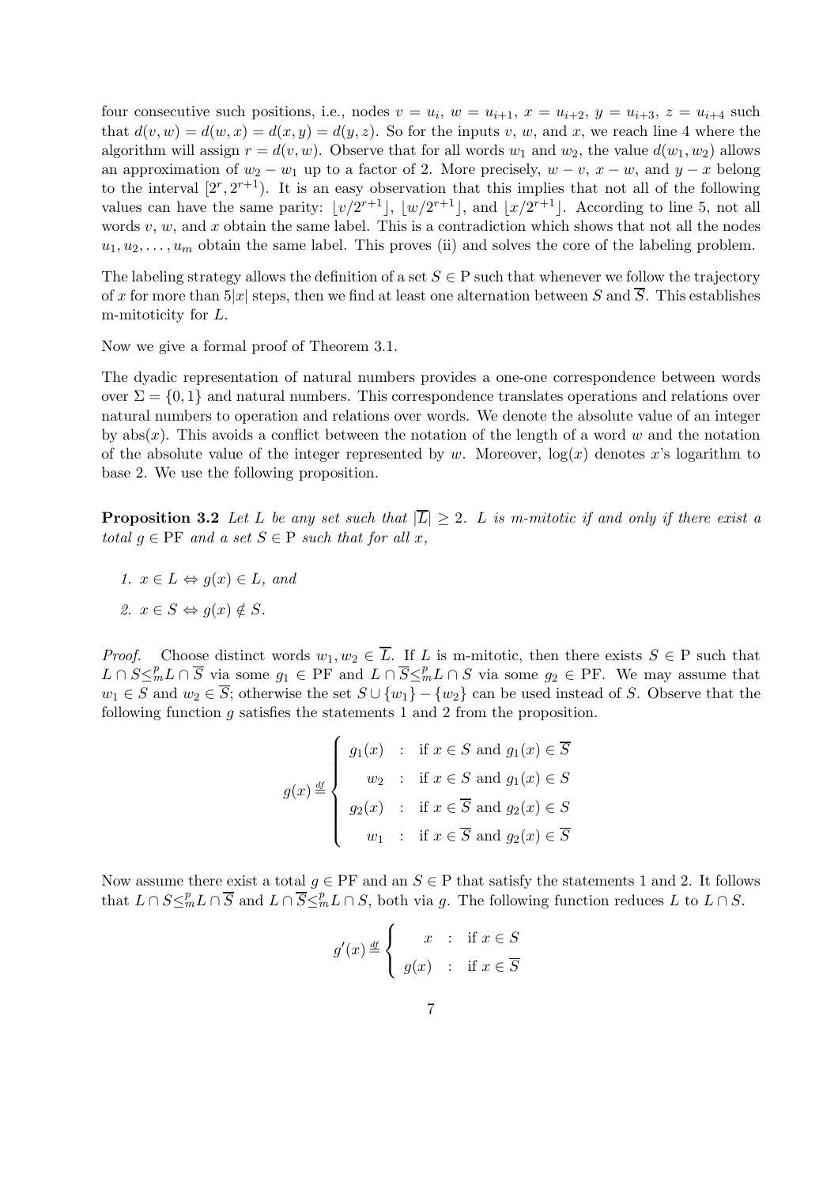four consecutive such positions, i.e., nodes $v = u_i$, $w = u_{i+1}$, $x = u_{i+2}$, $y = u_{i+3}$, $z = u_{i+4}$ such that $d(v, w) = d(w, x) = d(x, y) = d(y, z)$. So for the inputs $v$, $w$, and $x$, we reach line 4 where the algorithm will assign $r = d(v, w)$. Observe that for all words $w_1$ and $w_2$, the value $d(w_1, w_2)$ allows an approximation of $w_2 - w_1$ up to a factor of 2. More precisely, $w - v$, $x - w$, and $y - x$ belong to the interval $[2^r, 2^{r+1})$. It is an easy observation that this implies that not all of the following values can have the same parity: $\lfloor v/2^{r+1} \rfloor$, $\lfloor w/2^{r+1} \rfloor$, and $\lfloor x/2^{r+1} \rfloor$. According to line 5, not all words $v$, $w$, and $x$ obtain the same label. This is a contradiction which shows that not all the nodes $u_1, u_2, \ldots, u_m$ obtain the same label. This proves (ii) and solves the core of the labeling problem.

The labeling strategy allows the definition of a set $S \in \mathrm{P}$ such that whenever we follow the trajectory of $x$ for more than $5|x|$ steps, then we find at least one alternation between $S$ and $\overline{S}$. This establishes m-mitoticity for $L$.

Now we give a formal proof of Theorem 3.1.

The dyadic representation of natural numbers provides a one-one correspondence between words over $\Sigma = \{0, 1\}$ and natural numbers. This correspondence translates operations and relations over natural numbers to operation and relations over words. We denote the absolute value of an integer by $\mathrm{abs}(x)$. This avoids a conflict between the notation of the length of a word $w$ and the notation of the absolute value of the integer represented by $w$. Moreover, $\log(x)$ denotes $x$'s logarithm to base 2. We use the following proposition.

**Proposition 3.2** *Let $L$ be any set such that $|\overline{L}| \geq 2$. $L$ is m-mitotic if and only if there exist a total $g \in \mathrm{PF}$ and a set $S \in \mathrm{P}$ such that for all $x$,*

1. *$x \in L \Leftrightarrow g(x) \in L$, and*
2. *$x \in S \Leftrightarrow g(x) \notin S$.*

*Proof.* Choose distinct words $w_1, w_2 \in \overline{L}$. If $L$ is m-mitotic, then there exists $S \in \mathrm{P}$ such that $L \cap S \leq_m^p L \cap \overline{S}$ via some $g_1 \in \mathrm{PF}$ and $L \cap \overline{S} \leq_m^p L \cap S$ via some $g_2 \in \mathrm{PF}$. We may assume that $w_1 \in S$ and $w_2 \in \overline{S}$; otherwise the set $S \cup \{w_1\} - \{w_2\}$ can be used instead of $S$. Observe that the following function $g$ satisfies the statements 1 and 2 from the proposition.

$$g(x) \stackrel{df}{=} \begin{cases} g_1(x) & : \text{ if } x \in S \text{ and } g_1(x) \in \overline{S} \\ w_2 & : \text{ if } x \in S \text{ and } g_1(x) \in S \\ g_2(x) & : \text{ if } x \in \overline{S} \text{ and } g_2(x) \in S \\ w_1 & : \text{ if } x \in \overline{S} \text{ and } g_2(x) \in \overline{S} \end{cases}$$

Now assume there exist a total $g \in \mathrm{PF}$ and an $S \in \mathrm{P}$ that satisfy the statements 1 and 2. It follows that $L \cap S \leq_m^p L \cap \overline{S}$ and $L \cap \overline{S} \leq_m^p L \cap S$, both via $g$. The following function reduces $L$ to $L \cap S$.

$$g'(x) \stackrel{df}{=} \begin{cases} x & : \text{ if } x \in S \\ g(x) & : \text{ if } x \in \overline{S} \end{cases}$$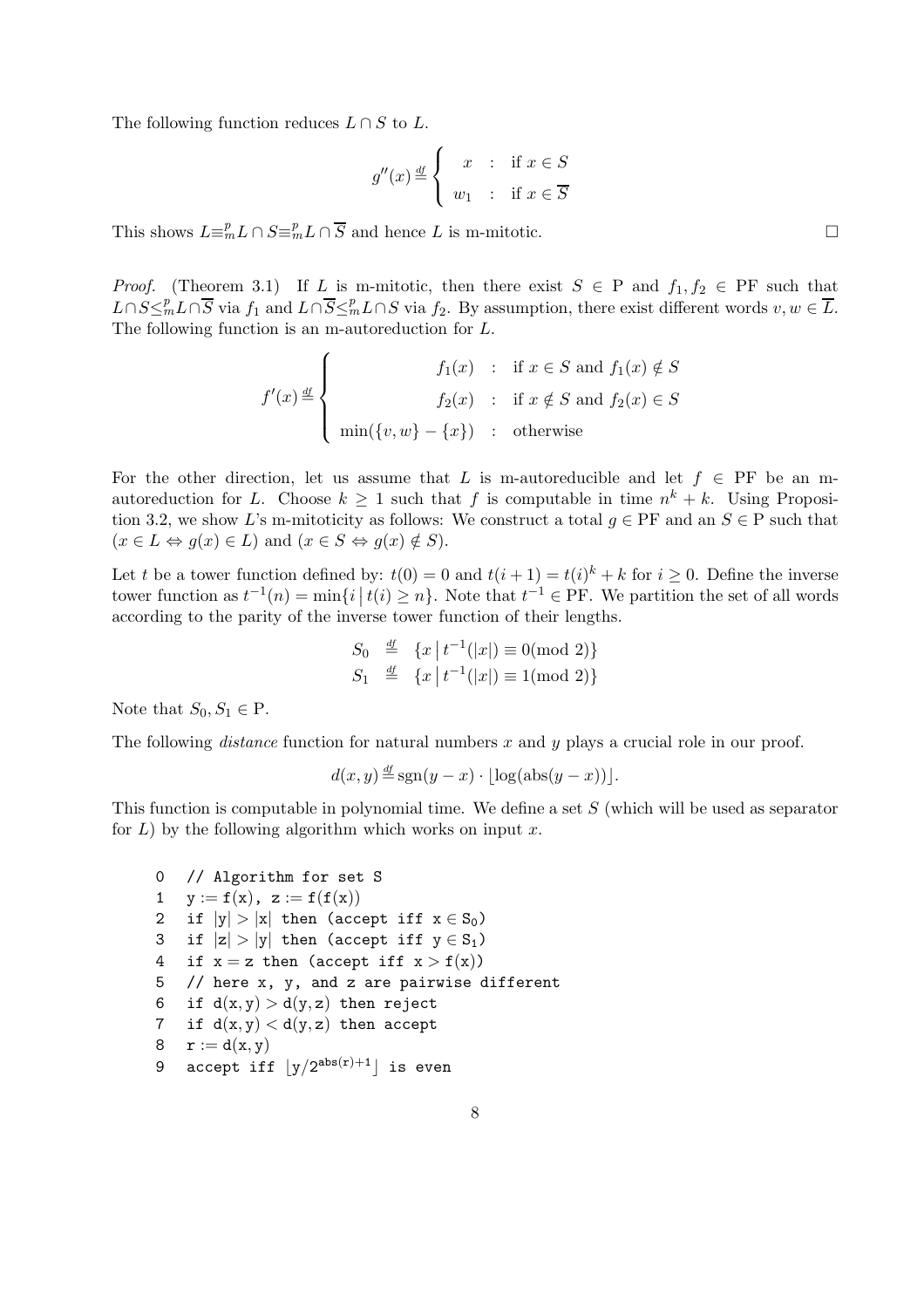The following function reduces $L \cap S$ to $L$.

$$g''(x) \stackrel{df}{=} \begin{cases} x & : \text{ if } x \in S \\ w_1 & : \text{ if } x \in \overline{S} \end{cases}$$

This shows $L \equiv_m^p L \cap S \equiv_m^p L \cap \overline{S}$ and hence $L$ is m-mitotic. □

*Proof.* (Theorem 3.1) If $L$ is m-mitotic, then there exist $S \in \mathrm{P}$ and $f_1, f_2 \in \mathrm{PF}$ such that $L \cap S \leq_m^p L \cap \overline{S}$ via $f_1$ and $L \cap \overline{S} \leq_m^p L \cap S$ via $f_2$. By assumption, there exist different words $v, w \in \overline{L}$. The following function is an m-autoreduction for $L$.

$$f'(x) \stackrel{df}{=} \begin{cases} f_1(x) & : \text{ if } x \in S \text{ and } f_1(x) \notin S \\ f_2(x) & : \text{ if } x \notin S \text{ and } f_2(x) \in S \\ \min(\{v, w\} - \{x\}) & : \text{ otherwise} \end{cases}$$

For the other direction, let us assume that $L$ is m-autoreducible and let $f \in \mathrm{PF}$ be an m-autoreduction for $L$. Choose $k \geq 1$ such that $f$ is computable in time $n^k + k$. Using Proposition 3.2, we show $L$'s m-mitoticity as follows: We construct a total $g \in \mathrm{PF}$ and an $S \in \mathrm{P}$ such that $(x \in L \Leftrightarrow g(x) \in L)$ and $(x \in S \Leftrightarrow g(x) \notin S)$.

Let $t$ be a tower function defined by: $t(0) = 0$ and $t(i+1) = t(i)^k + k$ for $i \geq 0$. Define the inverse tower function as $t^{-1}(n) = \min\{i \,|\, t(i) \geq n\}$. Note that $t^{-1} \in \mathrm{PF}$. We partition the set of all words according to the parity of the inverse tower function of their lengths.

$$S_0 \stackrel{df}{=} \{x \,|\, t^{-1}(|x|) \equiv 0 (\text{mod } 2)\}$$
$$S_1 \stackrel{df}{=} \{x \,|\, t^{-1}(|x|) \equiv 1 (\text{mod } 2)\}$$

Note that $S_0, S_1 \in \mathrm{P}$.

The following *distance* function for natural numbers $x$ and $y$ plays a crucial role in our proof.

$$d(x, y) \stackrel{df}{=} \mathrm{sgn}(y - x) \cdot \lfloor \log(\mathrm{abs}(y - x)) \rfloor.$$

This function is computable in polynomial time. We define a set $S$ (which will be used as separator for $L$) by the following algorithm which works on input $x$.

```
0  // Algorithm for set S
1  y := f(x), z := f(f(x))
2  if |y| > |x| then (accept iff x ∈ S_0)
3  if |z| > |y| then (accept iff y ∈ S_1)
4  if x = z then (accept iff x > f(x))
5  // here x, y, and z are pairwise different
6  if d(x,y) > d(y,z) then reject
7  if d(x,y) < d(y,z) then accept
8  r := d(x,y)
9  accept iff ⌊y/2^(abs(r)+1)⌋ is even
```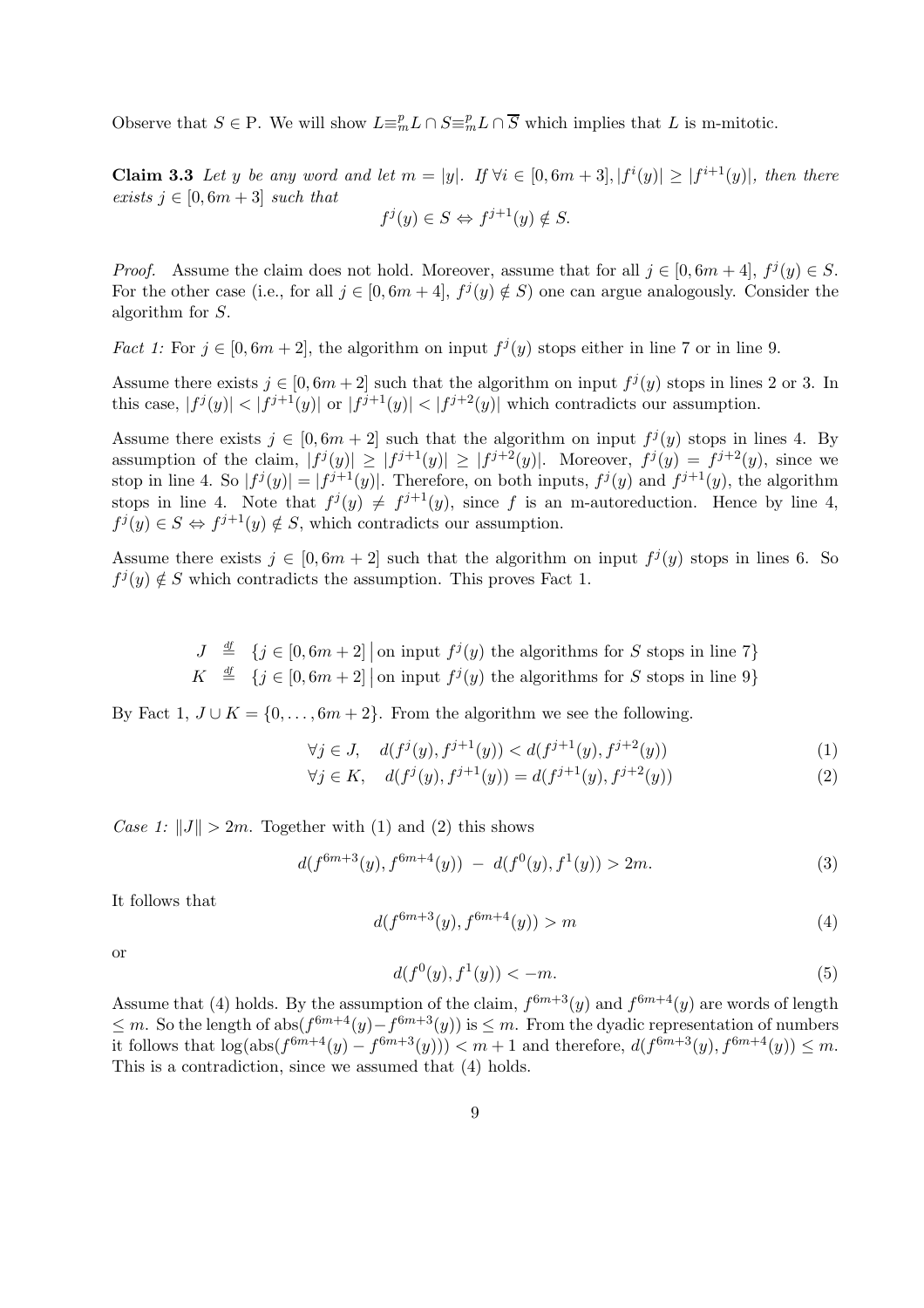Observe that $S \in \mathrm{P}$. We will show $L \equiv^p_m L \cap S \equiv^p_m L \cap \overline{S}$ which implies that $L$ is m-mitotic.

**Claim 3.3** *Let $y$ be any word and let $m = |y|$. If $\forall i \in [0, 6m+3], |f^i(y)| \geq |f^{i+1}(y)|$, then there exists $j \in [0, 6m+3]$ such that*

$$f^j(y) \in S \Leftrightarrow f^{j+1}(y) \notin S.$$

*Proof.* Assume the claim does not hold. Moreover, assume that for all $j \in [0, 6m+4]$, $f^j(y) \in S$. For the other case (i.e., for all $j \in [0, 6m+4]$, $f^j(y) \notin S$) one can argue analogously. Consider the algorithm for $S$.

*Fact 1:* For $j \in [0, 6m+2]$, the algorithm on input $f^j(y)$ stops either in line 7 or in line 9.

Assume there exists $j \in [0, 6m+2]$ such that the algorithm on input $f^j(y)$ stops in lines 2 or 3. In this case, $|f^j(y)| < |f^{j+1}(y)|$ or $|f^{j+1}(y)| < |f^{j+2}(y)|$ which contradicts our assumption.

Assume there exists $j \in [0, 6m+2]$ such that the algorithm on input $f^j(y)$ stops in lines 4. By assumption of the claim, $|f^j(y)| \geq |f^{j+1}(y)| \geq |f^{j+2}(y)|$. Moreover, $f^j(y) = f^{j+2}(y)$, since we stop in line 4. So $|f^j(y)| = |f^{j+1}(y)|$. Therefore, on both inputs, $f^j(y)$ and $f^{j+1}(y)$, the algorithm stops in line 4. Note that $f^j(y) \neq f^{j+1}(y)$, since $f$ is an m-autoreduction. Hence by line 4, $f^j(y) \in S \Leftrightarrow f^{j+1}(y) \notin S$, which contradicts our assumption.

Assume there exists $j \in [0, 6m+2]$ such that the algorithm on input $f^j(y)$ stops in lines 6. So $f^j(y) \notin S$ which contradicts the assumption. This proves Fact 1.

$$J \stackrel{\text{df}}{=} \{j \in [0, 6m+2] \,|\, \text{on input } f^j(y) \text{ the algorithms for } S \text{ stops in line 7}\}$$
$$K \stackrel{\text{df}}{=} \{j \in [0, 6m+2] \,|\, \text{on input } f^j(y) \text{ the algorithms for } S \text{ stops in line 9}\}$$

By Fact 1, $J \cup K = \{0, \ldots, 6m+2\}$. From the algorithm we see the following.

$$\forall j \in J, \quad d(f^j(y), f^{j+1}(y)) < d(f^{j+1}(y), f^{j+2}(y)) \tag{1}$$
$$\forall j \in K, \quad d(f^j(y), f^{j+1}(y)) = d(f^{j+1}(y), f^{j+2}(y)) \tag{2}$$

*Case 1:* $\|J\| > 2m$. Together with (1) and (2) this shows

$$d(f^{6m+3}(y), f^{6m+4}(y)) \;-\; d(f^0(y), f^1(y)) > 2m. \tag{3}$$

It follows that

$$d(f^{6m+3}(y), f^{6m+4}(y)) > m \tag{4}$$

or

$$d(f^0(y), f^1(y)) < -m. \tag{5}$$

Assume that (4) holds. By the assumption of the claim, $f^{6m+3}(y)$ and $f^{6m+4}(y)$ are words of length $\leq m$. So the length of $\mathrm{abs}(f^{6m+4}(y) - f^{6m+3}(y))$ is $\leq m$. From the dyadic representation of numbers it follows that $\log(\mathrm{abs}(f^{6m+4}(y) - f^{6m+3}(y))) < m+1$ and therefore, $d(f^{6m+3}(y), f^{6m+4}(y)) \leq m$. This is a contradiction, since we assumed that (4) holds.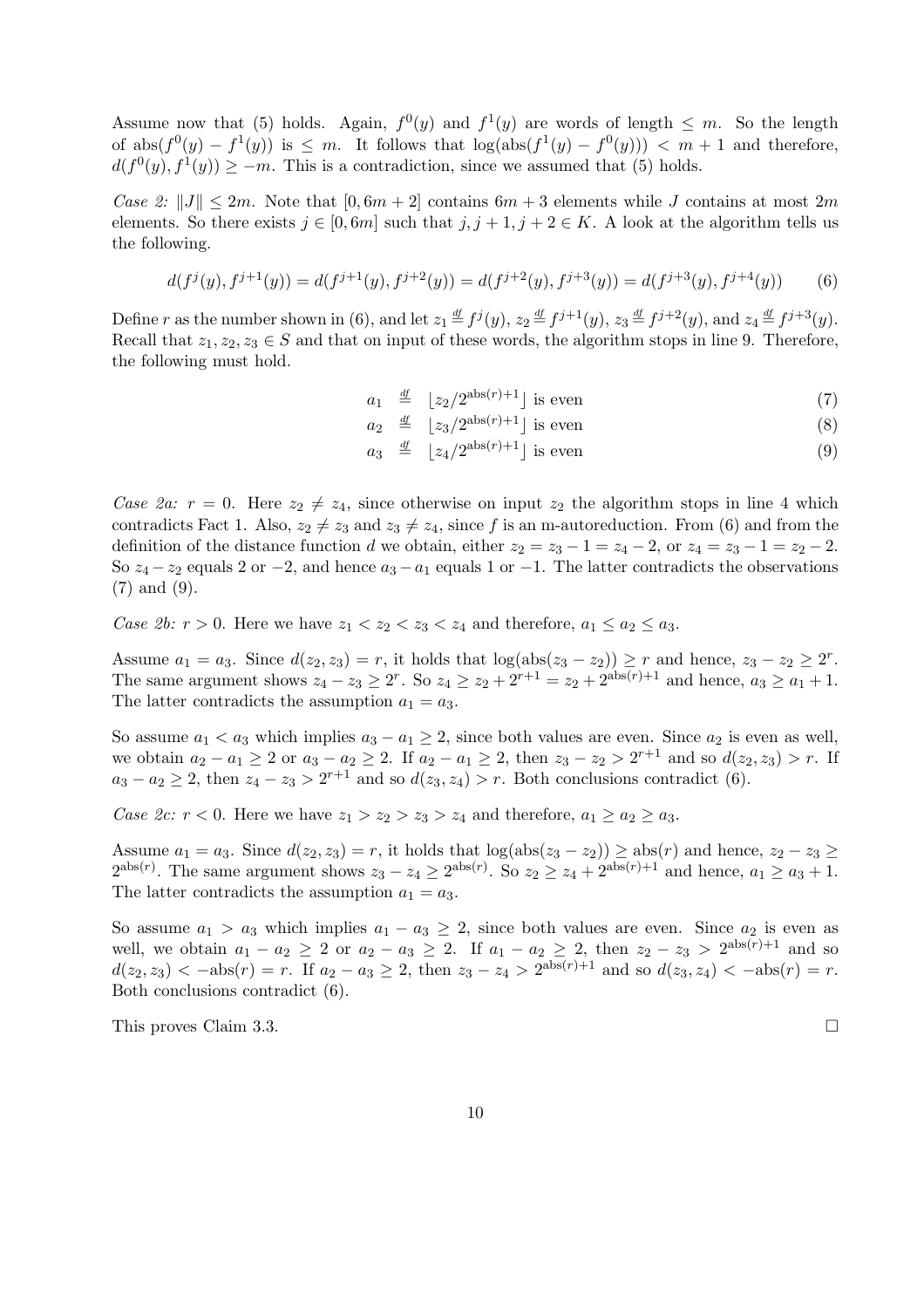Assume now that (5) holds. Again, $f^0(y)$ and $f^1(y)$ are words of length $\leq m$. So the length of $\mathrm{abs}(f^0(y) - f^1(y))$ is $\leq m$. It follows that $\log(\mathrm{abs}(f^1(y) - f^0(y))) < m + 1$ and therefore, $d(f^0(y), f^1(y)) \geq -m$. This is a contradiction, since we assumed that (5) holds.

*Case 2:* $\|J\| \leq 2m$. Note that $[0, 6m + 2]$ contains $6m + 3$ elements while $J$ contains at most $2m$ elements. So there exists $j \in [0, 6m]$ such that $j, j + 1, j + 2 \in K$. A look at the algorithm tells us the following.

$$d(f^j(y), f^{j+1}(y)) = d(f^{j+1}(y), f^{j+2}(y)) = d(f^{j+2}(y), f^{j+3}(y)) = d(f^{j+3}(y), f^{j+4}(y)) \tag{6}$$

Define $r$ as the number shown in (6), and let $z_1 \overset{df}{=} f^j(y)$, $z_2 \overset{df}{=} f^{j+1}(y)$, $z_3 \overset{df}{=} f^{j+2}(y)$, and $z_4 \overset{df}{=} f^{j+3}(y)$. Recall that $z_1, z_2, z_3 \in S$ and that on input of these words, the algorithm stops in line 9. Therefore, the following must hold.

$$a_1 \overset{df}{=} \lfloor z_2 / 2^{\mathrm{abs}(r)+1} \rfloor \text{ is even} \tag{7}$$

$$a_2 \overset{df}{=} \lfloor z_3 / 2^{\mathrm{abs}(r)+1} \rfloor \text{ is even} \tag{8}$$

$$a_3 \overset{df}{=} \lfloor z_4 / 2^{\mathrm{abs}(r)+1} \rfloor \text{ is even} \tag{9}$$

*Case 2a:* $r = 0$. Here $z_2 \neq z_4$, since otherwise on input $z_2$ the algorithm stops in line 4 which contradicts Fact 1. Also, $z_2 \neq z_3$ and $z_3 \neq z_4$, since $f$ is an m-autoreduction. From (6) and from the definition of the distance function $d$ we obtain, either $z_2 = z_3 - 1 = z_4 - 2$, or $z_4 = z_3 - 1 = z_2 - 2$. So $z_4 - z_2$ equals 2 or $-2$, and hence $a_3 - a_1$ equals 1 or $-1$. The latter contradicts the observations (7) and (9).

*Case 2b:* $r > 0$. Here we have $z_1 < z_2 < z_3 < z_4$ and therefore, $a_1 \leq a_2 \leq a_3$.

Assume $a_1 = a_3$. Since $d(z_2, z_3) = r$, it holds that $\log(\mathrm{abs}(z_3 - z_2)) \geq r$ and hence, $z_3 - z_2 \geq 2^r$. The same argument shows $z_4 - z_3 \geq 2^r$. So $z_4 \geq z_2 + 2^{r+1} = z_2 + 2^{\mathrm{abs}(r)+1}$ and hence, $a_3 \geq a_1 + 1$. The latter contradicts the assumption $a_1 = a_3$.

So assume $a_1 < a_3$ which implies $a_3 - a_1 \geq 2$, since both values are even. Since $a_2$ is even as well, we obtain $a_2 - a_1 \geq 2$ or $a_3 - a_2 \geq 2$. If $a_2 - a_1 \geq 2$, then $z_3 - z_2 > 2^{r+1}$ and so $d(z_2, z_3) > r$. If $a_3 - a_2 \geq 2$, then $z_4 - z_3 > 2^{r+1}$ and so $d(z_3, z_4) > r$. Both conclusions contradict (6).

*Case 2c:* $r < 0$. Here we have $z_1 > z_2 > z_3 > z_4$ and therefore, $a_1 \geq a_2 \geq a_3$.

Assume $a_1 = a_3$. Since $d(z_2, z_3) = r$, it holds that $\log(\mathrm{abs}(z_3 - z_2)) \geq \mathrm{abs}(r)$ and hence, $z_2 - z_3 \geq 2^{\mathrm{abs}(r)}$. The same argument shows $z_3 - z_4 \geq 2^{\mathrm{abs}(r)}$. So $z_2 \geq z_4 + 2^{\mathrm{abs}(r)+1}$ and hence, $a_1 \geq a_3 + 1$. The latter contradicts the assumption $a_1 = a_3$.

So assume $a_1 > a_3$ which implies $a_1 - a_3 \geq 2$, since both values are even. Since $a_2$ is even as well, we obtain $a_1 - a_2 \geq 2$ or $a_2 - a_3 \geq 2$. If $a_1 - a_2 \geq 2$, then $z_2 - z_3 > 2^{\mathrm{abs}(r)+1}$ and so $d(z_2, z_3) < -\mathrm{abs}(r) = r$. If $a_2 - a_3 \geq 2$, then $z_3 - z_4 > 2^{\mathrm{abs}(r)+1}$ and so $d(z_3, z_4) < -\mathrm{abs}(r) = r$. Both conclusions contradict (6).

This proves Claim 3.3. $\square$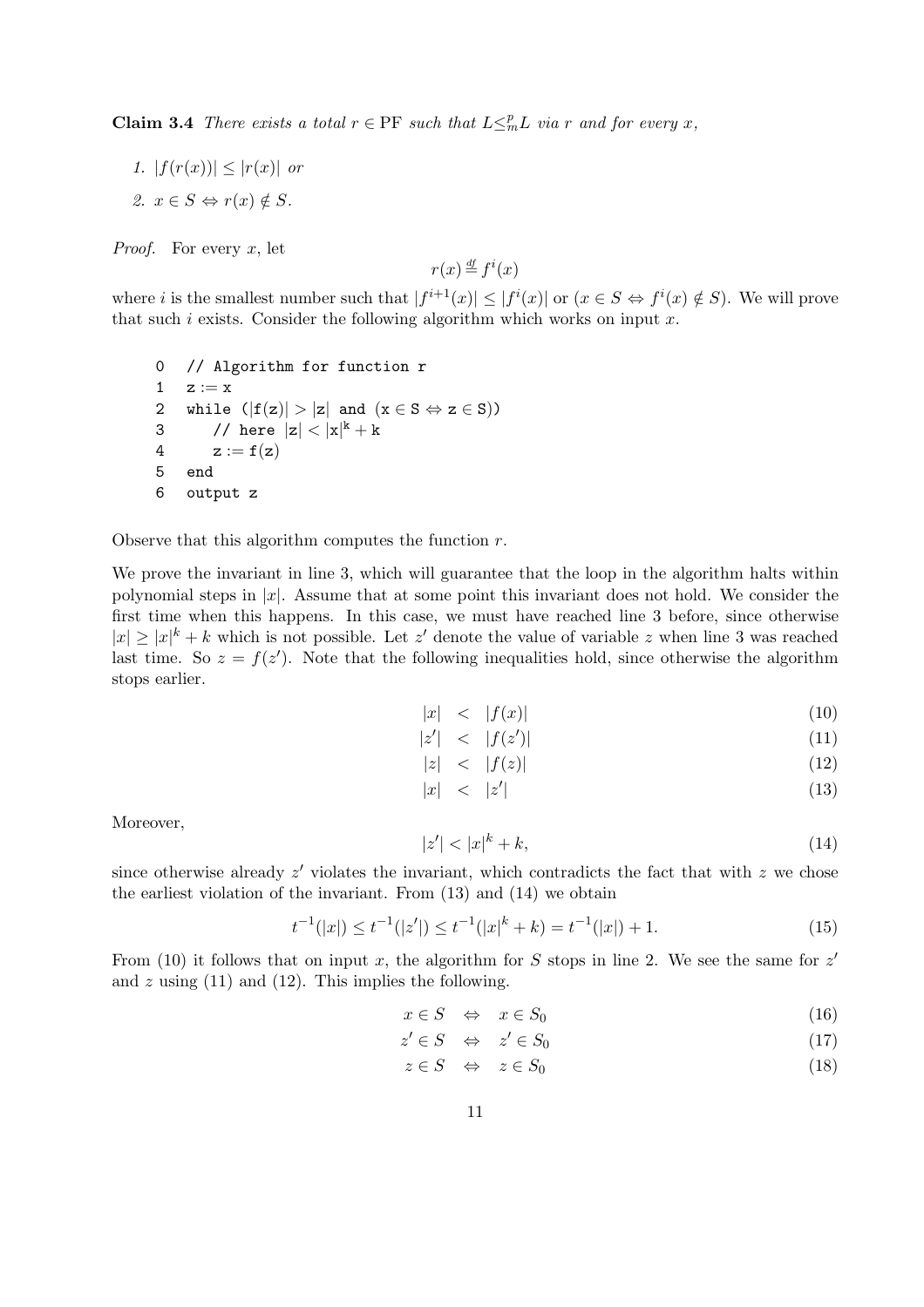**Claim 3.4** *There exists a total $r \in \mathrm{PF}$ such that $L \leq_m^p L$ via $r$ and for every $x$,*

1. $|f(r(x))| \leq |r(x)|$ *or*
2. $x \in S \Leftrightarrow r(x) \notin S$.

*Proof.* For every $x$, let

$$r(x) \stackrel{df}{=} f^i(x)$$

where $i$ is the smallest number such that $|f^{i+1}(x)| \leq |f^i(x)|$ or $(x \in S \Leftrightarrow f^i(x) \notin S)$. We will prove that such $i$ exists. Consider the following algorithm which works on input $x$.

```
0   // Algorithm for function r
1   z := x
2   while (|f(z)| > |z| and (x ∈ S ⇔ z ∈ S))
3      // here |z| < |x|^k + k
4      z := f(z)
5   end
6   output z
```

Observe that this algorithm computes the function $r$.

We prove the invariant in line 3, which will guarantee that the loop in the algorithm halts within polynomial steps in $|x|$. Assume that at some point this invariant does not hold. We consider the first time when this happens. In this case, we must have reached line 3 before, since otherwise $|x| \geq |x|^k + k$ which is not possible. Let $z'$ denote the value of variable $z$ when line 3 was reached last time. So $z = f(z')$. Note that the following inequalities hold, since otherwise the algorithm stops earlier.

$$|x| < |f(x)| \tag{10}$$

$$|z'| < |f(z')| \tag{11}$$

$$|z| < |f(z)| \tag{12}$$

$$|x| < |z'| \tag{13}$$

Moreover,

$$|z'| < |x|^k + k, \tag{14}$$

since otherwise already $z'$ violates the invariant, which contradicts the fact that with $z$ we chose the earliest violation of the invariant. From (13) and (14) we obtain

$$t^{-1}(|x|) \leq t^{-1}(|z'|) \leq t^{-1}(|x|^k + k) = t^{-1}(|x|) + 1. \tag{15}$$

From (10) it follows that on input $x$, the algorithm for $S$ stops in line 2. We see the same for $z'$ and $z$ using (11) and (12). This implies the following.

$$x \in S \quad \Leftrightarrow \quad x \in S_0 \tag{16}$$

$$z' \in S \quad \Leftrightarrow \quad z' \in S_0 \tag{17}$$

$$z \in S \quad \Leftrightarrow \quad z \in S_0 \tag{18}$$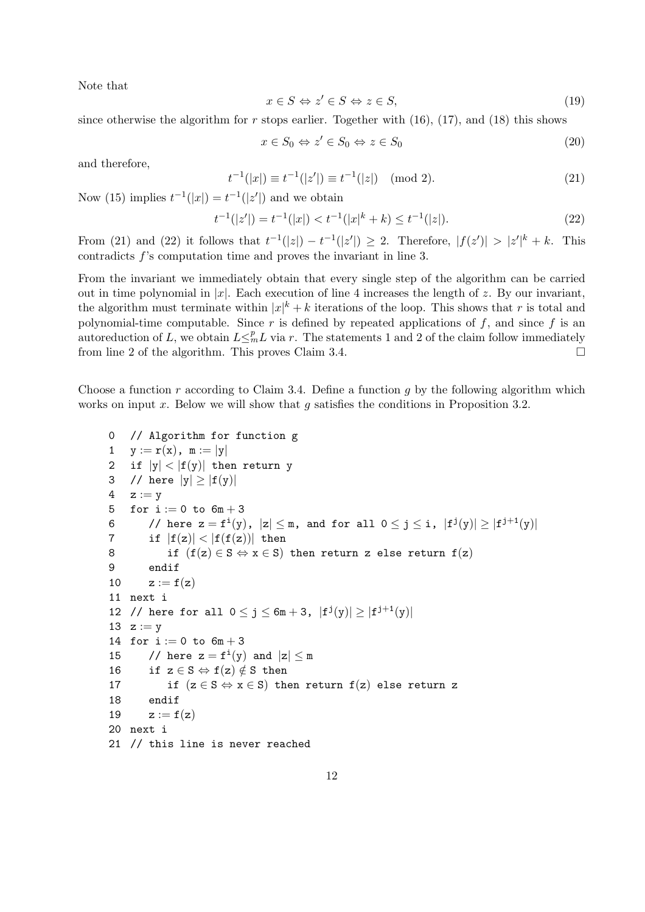Note that

$$x \in S \Leftrightarrow z' \in S \Leftrightarrow z \in S, \tag{19}$$

since otherwise the algorithm for $r$ stops earlier. Together with (16), (17), and (18) this shows

$$x \in S_0 \Leftrightarrow z' \in S_0 \Leftrightarrow z \in S_0 \tag{20}$$

and therefore,

$$t^{-1}(|x|) \equiv t^{-1}(|z'|) \equiv t^{-1}(|z|) \pmod 2. \tag{21}$$

Now (15) implies $t^{-1}(|x|) = t^{-1}(|z'|)$ and we obtain

$$t^{-1}(|z'|) = t^{-1}(|x|) < t^{-1}(|x|^k + k) \leq t^{-1}(|z|). \tag{22}$$

From (21) and (22) it follows that $t^{-1}(|z|) - t^{-1}(|z'|) \geq 2$. Therefore, $|f(z')| > |z'|^k + k$. This contradicts $f$'s computation time and proves the invariant in line 3.

From the invariant we immediately obtain that every single step of the algorithm can be carried out in time polynomial in $|x|$. Each execution of line 4 increases the length of $z$. By our invariant, the algorithm must terminate within $|x|^k + k$ iterations of the loop. This shows that $r$ is total and polynomial-time computable. Since $r$ is defined by repeated applications of $f$, and since $f$ is an autoreduction of $L$, we obtain $L \leq_m^p L$ via $r$. The statements 1 and 2 of the claim follow immediately from line 2 of the algorithm. This proves Claim 3.4. □

Choose a function $r$ according to Claim 3.4. Define a function $g$ by the following algorithm which works on input $x$. Below we will show that $g$ satisfies the conditions in Proposition 3.2.

```
0   // Algorithm for function g
1   y := r(x), m := |y|
2   if |y| < |f(y)| then return y
3   // here |y| ≥ |f(y)|
4   z := y
5   for i := 0 to 6m + 3
6      // here z = f^i(y), |z| ≤ m, and for all 0 ≤ j ≤ i, |f^j(y)| ≥ |f^{j+1}(y)|
7      if |f(z)| < |f(f(z))| then
8         if (f(z) ∈ S ⇔ x ∈ S) then return z else return f(z)
9      endif
10     z := f(z)
11  next i
12  // here for all 0 ≤ j ≤ 6m + 3, |f^j(y)| ≥ |f^{j+1}(y)|
13  z := y
14  for i := 0 to 6m + 3
15     // here z = f^i(y) and |z| ≤ m
16     if z ∈ S ⇔ f(z) ∉ S then
17        if (z ∈ S ⇔ x ∈ S) then return f(z) else return z
18     endif
19     z := f(z)
20  next i
21  // this line is never reached
```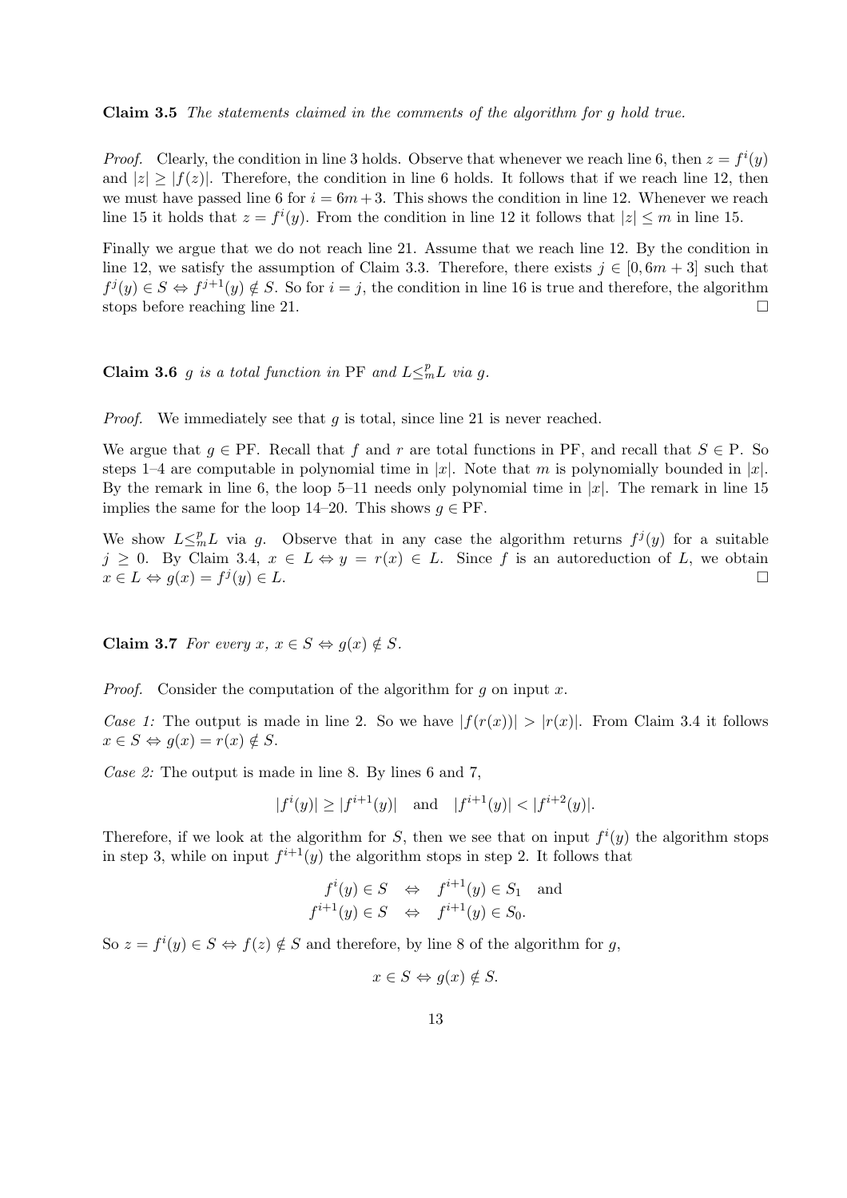**Claim 3.5** *The statements claimed in the comments of the algorithm for g hold true.*

*Proof.* Clearly, the condition in line 3 holds. Observe that whenever we reach line 6, then $z = f^i(y)$ and $|z| \geq |f(z)|$. Therefore, the condition in line 6 holds. It follows that if we reach line 12, then we must have passed line 6 for $i = 6m+3$. This shows the condition in line 12. Whenever we reach line 15 it holds that $z = f^i(y)$. From the condition in line 12 it follows that $|z| \leq m$ in line 15.

Finally we argue that we do not reach line 21. Assume that we reach line 12. By the condition in line 12, we satisfy the assumption of Claim 3.3. Therefore, there exists $j \in [0, 6m+3]$ such that $f^j(y) \in S \Leftrightarrow f^{j+1}(y) \notin S$. So for $i = j$, the condition in line 16 is true and therefore, the algorithm stops before reaching line 21. $\square$

**Claim 3.6** *$g$ is a total function in PF and $L \leq_m^p L$ via $g$.*

*Proof.* We immediately see that $g$ is total, since line 21 is never reached.

We argue that $g \in \mathrm{PF}$. Recall that $f$ and $r$ are total functions in PF, and recall that $S \in \mathrm{P}$. So steps 1–4 are computable in polynomial time in $|x|$. Note that $m$ is polynomially bounded in $|x|$. By the remark in line 6, the loop 5–11 needs only polynomial time in $|x|$. The remark in line 15 implies the same for the loop 14–20. This shows $g \in \mathrm{PF}$.

We show $L \leq_m^p L$ via $g$. Observe that in any case the algorithm returns $f^j(y)$ for a suitable $j \geq 0$. By Claim 3.4, $x \in L \Leftrightarrow y = r(x) \in L$. Since $f$ is an autoreduction of $L$, we obtain $x \in L \Leftrightarrow g(x) = f^j(y) \in L$. $\square$

**Claim 3.7** *For every $x$, $x \in S \Leftrightarrow g(x) \notin S$.*

*Proof.* Consider the computation of the algorithm for $g$ on input $x$.

*Case 1:* The output is made in line 2. So we have $|f(r(x))| > |r(x)|$. From Claim 3.4 it follows $x \in S \Leftrightarrow g(x) = r(x) \notin S$.

*Case 2:* The output is made in line 8. By lines 6 and 7,

$$|f^i(y)| \geq |f^{i+1}(y)| \quad \text{and} \quad |f^{i+1}(y)| < |f^{i+2}(y)|.$$

Therefore, if we look at the algorithm for $S$, then we see that on input $f^i(y)$ the algorithm stops in step 3, while on input $f^{i+1}(y)$ the algorithm stops in step 2. It follows that

$$\begin{aligned} f^i(y) \in S \quad &\Leftrightarrow \quad f^{i+1}(y) \in S_1 \quad \text{and} \\ f^{i+1}(y) \in S \quad &\Leftrightarrow \quad f^{i+1}(y) \in S_0. \end{aligned}$$

So $z = f^i(y) \in S \Leftrightarrow f(z) \notin S$ and therefore, by line 8 of the algorithm for $g$,

$$x \in S \Leftrightarrow g(x) \notin S.$$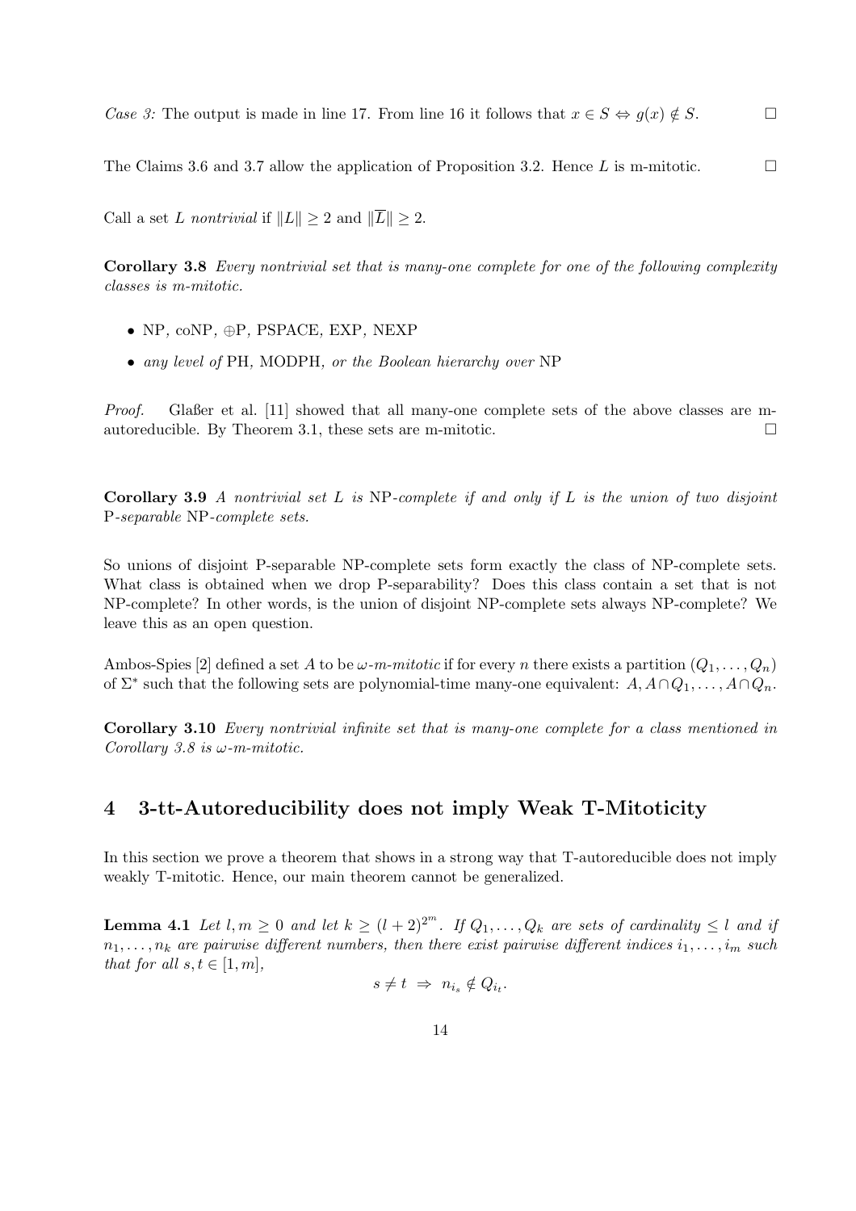*Case 3:* The output is made in line 17. From line 16 it follows that $x \in S \Leftrightarrow g(x) \notin S$. □

The Claims 3.6 and 3.7 allow the application of Proposition 3.2. Hence $L$ is m-mitotic. □

Call a set $L$ *nontrivial* if $\|L\| \geq 2$ and $\|\overline{L}\| \geq 2$.

**Corollary 3.8** *Every nontrivial set that is many-one complete for one of the following complexity classes is m-mitotic.*

- NP, coNP, ⊕P, PSPACE, EXP, NEXP
- *any level of* PH, MODPH*, or the Boolean hierarchy over* NP

*Proof.* Glaßer et al. [11] showed that all many-one complete sets of the above classes are m-autoreducible. By Theorem 3.1, these sets are m-mitotic. □

**Corollary 3.9** *A nontrivial set $L$ is* NP*-complete if and only if $L$ is the union of two disjoint* P*-separable* NP*-complete sets.*

So unions of disjoint P-separable NP-complete sets form exactly the class of NP-complete sets. What class is obtained when we drop P-separability? Does this class contain a set that is not NP-complete? In other words, is the union of disjoint NP-complete sets always NP-complete? We leave this as an open question.

Ambos-Spies [2] defined a set $A$ to be *$\omega$-m-mitotic* if for every $n$ there exists a partition $(Q_1, \ldots, Q_n)$ of $\Sigma^*$ such that the following sets are polynomial-time many-one equivalent: $A, A \cap Q_1, \ldots, A \cap Q_n$.

**Corollary 3.10** *Every nontrivial infinite set that is many-one complete for a class mentioned in Corollary 3.8 is $\omega$-m-mitotic.*

## 4 3-tt-Autoreducibility does not imply Weak T-Mitoticity

In this section we prove a theorem that shows in a strong way that T-autoreducible does not imply weakly T-mitotic. Hence, our main theorem cannot be generalized.

**Lemma 4.1** *Let $l, m \geq 0$ and let $k \geq (l+2)^{2^m}$. If $Q_1, \ldots, Q_k$ are sets of cardinality $\leq l$ and if $n_1, \ldots, n_k$ are pairwise different numbers, then there exist pairwise different indices $i_1, \ldots, i_m$ such that for all $s, t \in [1, m]$,*

$$s \neq t \;\Rightarrow\; n_{i_s} \notin Q_{i_t}.$$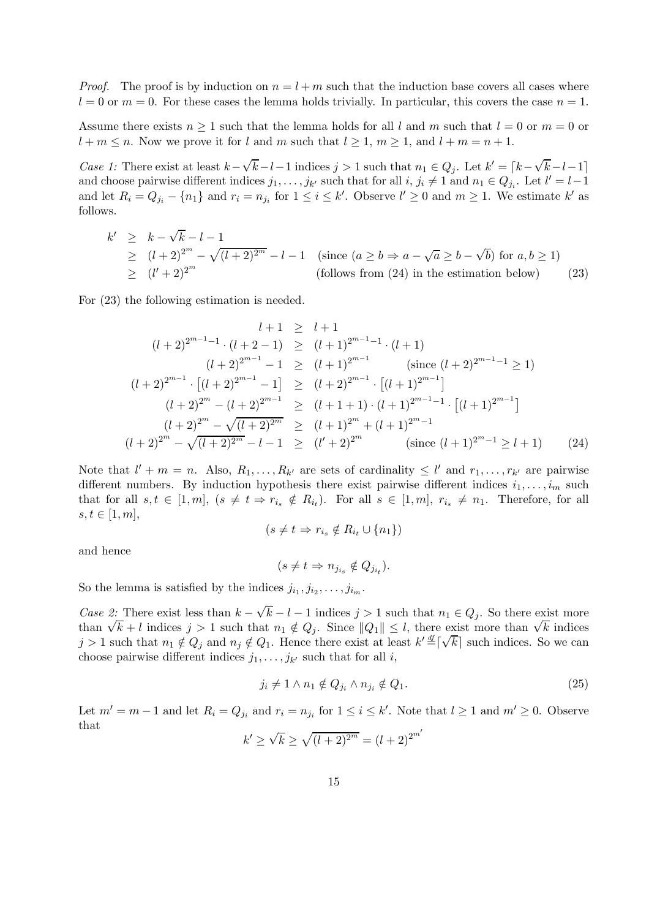*Proof.* The proof is by induction on $n = l + m$ such that the induction base covers all cases where $l = 0$ or $m = 0$. For these cases the lemma holds trivially. In particular, this covers the case $n = 1$.

Assume there exists $n \geq 1$ such that the lemma holds for all $l$ and $m$ such that $l = 0$ or $m = 0$ or $l + m \leq n$. Now we prove it for $l$ and $m$ such that $l \geq 1$, $m \geq 1$, and $l + m = n + 1$.

*Case 1:* There exist at least $k - \sqrt{k} - l - 1$ indices $j > 1$ such that $n_1 \in Q_j$. Let $k' = \lceil k - \sqrt{k} - l - 1 \rceil$ and choose pairwise different indices $j_1, \ldots, j_{k'}$ such that for all $i$, $j_i \neq 1$ and $n_1 \in Q_{j_i}$. Let $l' = l - 1$ and let $R_i = Q_{j_i} - \{n_1\}$ and $r_i = n_{j_i}$ for $1 \leq i \leq k'$. Observe $l' \geq 0$ and $m \geq 1$. We estimate $k'$ as follows.

$$
\begin{aligned}
k' &\geq k - \sqrt{k} - l - 1 \\
&\geq (l+2)^{2^m} - \sqrt{(l+2)^{2^m}} - l - 1 \quad (\text{since } (a \geq b \Rightarrow a - \sqrt{a} \geq b - \sqrt{b}) \text{ for } a, b \geq 1) \\
&\geq (l'+2)^{2^m} \qquad\qquad\qquad\qquad\qquad (\text{follows from (24) in the estimation below}) \qquad (23)
\end{aligned}
$$

For (23) the following estimation is needed.

$$
\begin{aligned}
l + 1 &\geq l + 1 \\
(l+2)^{2^{m-1}-1} \cdot (l + 2 - 1) &\geq (l+1)^{2^{m-1}-1} \cdot (l+1) \\
(l+2)^{2^{m-1}} - 1 &\geq (l+1)^{2^{m-1}} \qquad (\text{since } (l+2)^{2^{m-1}-1} \geq 1) \\
(l+2)^{2^{m-1}} \cdot \left[(l+2)^{2^{m-1}} - 1\right] &\geq (l+2)^{2^{m-1}} \cdot \left[(l+1)^{2^{m-1}}\right] \\
(l+2)^{2^m} - (l+2)^{2^{m-1}} &\geq (l+1+1) \cdot (l+1)^{2^{m-1}-1} \cdot \left[(l+1)^{2^{m-1}}\right] \\
(l+2)^{2^m} - \sqrt{(l+2)^{2^m}} &\geq (l+1)^{2^m} + (l+1)^{2^m-1} \\
(l+2)^{2^m} - \sqrt{(l+2)^{2^m}} - l - 1 &\geq (l'+2)^{2^m} \qquad (\text{since } (l+1)^{2^m-1} \geq l+1) \qquad (24)
\end{aligned}
$$

Note that $l' + m = n$. Also, $R_1, \ldots, R_{k'}$ are sets of cardinality $\leq l'$ and $r_1, \ldots, r_{k'}$ are pairwise different numbers. By induction hypothesis there exist pairwise different indices $i_1, \ldots, i_m$ such that for all $s, t \in [1, m]$, $(s \neq t \Rightarrow r_{i_s} \notin R_{i_t})$. For all $s \in [1, m]$, $r_{i_s} \neq n_1$. Therefore, for all $s, t \in [1, m]$,

$$(s \neq t \Rightarrow r_{i_s} \notin R_{i_t} \cup \{n_1\})$$

and hence

$$(s \neq t \Rightarrow n_{j_{i_s}} \notin Q_{j_{i_t}}).$$

So the lemma is satisfied by the indices $j_{i_1}, j_{i_2}, \ldots, j_{i_m}$.

*Case 2:* There exist less than $k - \sqrt{k} - l - 1$ indices $j > 1$ such that $n_1 \in Q_j$. So there exist more than $\sqrt{k} + l$ indices $j > 1$ such that $n_1 \notin Q_j$. Since $\|Q_1\| \leq l$, there exist more than $\sqrt{k}$ indices $j > 1$ such that $n_1 \notin Q_j$ and $n_j \notin Q_1$. Hence there exist at least $k' \stackrel{df}{=} \lceil \sqrt{k} \rceil$ such indices. So we can choose pairwise different indices $j_1, \ldots, j_{k'}$ such that for all $i$,

$$j_i \neq 1 \wedge n_1 \notin Q_{j_i} \wedge n_{j_i} \notin Q_1. \qquad (25)$$

Let $m' = m - 1$ and let $R_i = Q_{j_i}$ and $r_i = n_{j_i}$ for $1 \leq i \leq k'$. Note that $l \geq 1$ and $m' \geq 0$. Observe that

$$k' \geq \sqrt{k} \geq \sqrt{(l+2)^{2^m}} = (l+2)^{2^{m'}}$$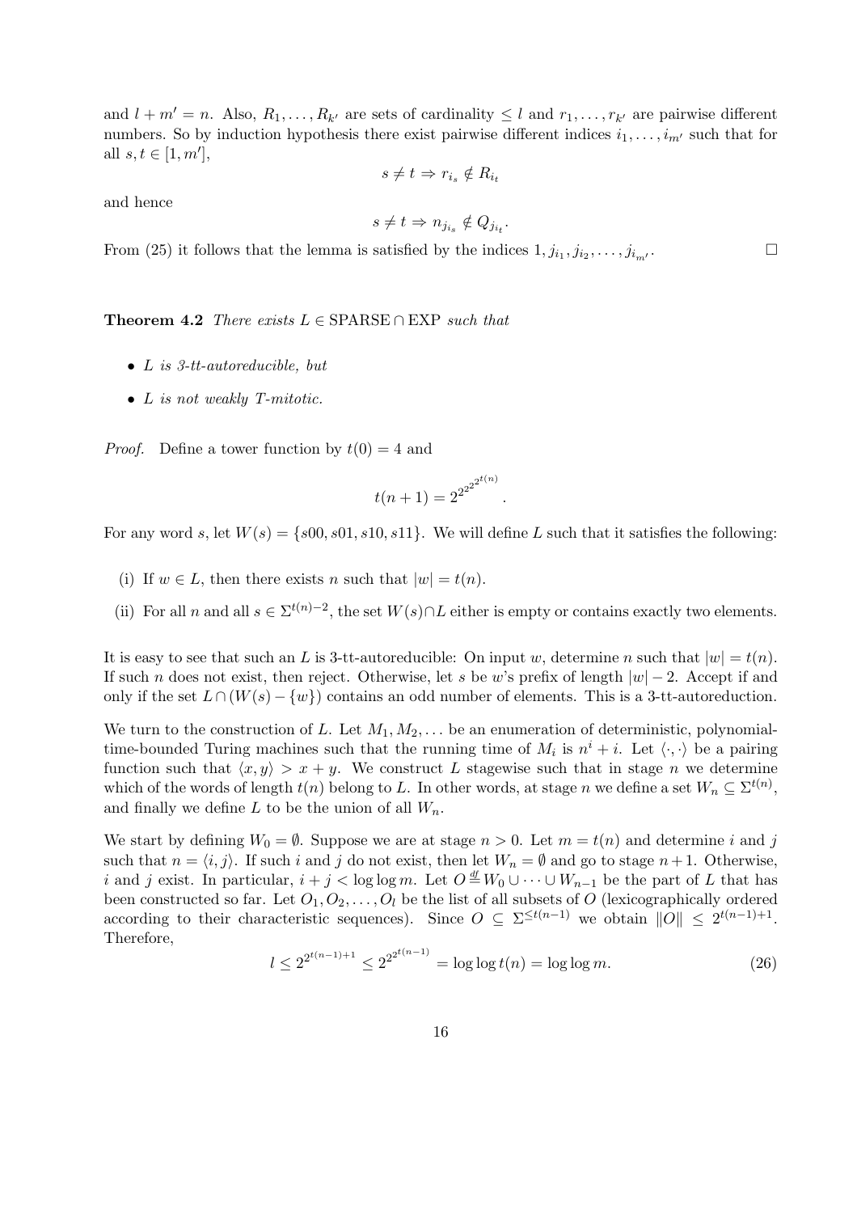and $l + m' = n$. Also, $R_1, \ldots, R_{k'}$ are sets of cardinality $\leq l$ and $r_1, \ldots, r_{k'}$ are pairwise different numbers. So by induction hypothesis there exist pairwise different indices $i_1, \ldots, i_{m'}$ such that for all $s, t \in [1, m']$,

$$s \neq t \Rightarrow r_{i_s} \notin R_{i_t}$$

and hence

$$s \neq t \Rightarrow n_{j_{i_s}} \notin Q_{j_{i_t}}.$$

From (25) it follows that the lemma is satisfied by the indices $1, j_{i_1}, j_{i_2}, \ldots, j_{i_{m'}}$. □

**Theorem 4.2** *There exists $L \in \mathrm{SPARSE} \cap \mathrm{EXP}$ such that*

- *$L$ is 3-tt-autoreducible, but*
- *$L$ is not weakly T-mitotic.*

*Proof.* Define a tower function by $t(0) = 4$ and

$$t(n+1) = 2^{2^{2^{2^{t(n)}}}}.$$

For any word $s$, let $W(s) = \{s00, s01, s10, s11\}$. We will define $L$ such that it satisfies the following:

(i) If $w \in L$, then there exists $n$ such that $|w| = t(n)$.

(ii) For all $n$ and all $s \in \Sigma^{t(n)-2}$, the set $W(s) \cap L$ either is empty or contains exactly two elements.

It is easy to see that such an $L$ is 3-tt-autoreducible: On input $w$, determine $n$ such that $|w| = t(n)$. If such $n$ does not exist, then reject. Otherwise, let $s$ be $w$'s prefix of length $|w| - 2$. Accept if and only if the set $L \cap (W(s) - \{w\})$ contains an odd number of elements. This is a 3-tt-autoreduction.

We turn to the construction of $L$. Let $M_1, M_2, \ldots$ be an enumeration of deterministic, polynomial-time-bounded Turing machines such that the running time of $M_i$ is $n^i + i$. Let $\langle \cdot, \cdot \rangle$ be a pairing function such that $\langle x, y \rangle > x + y$. We construct $L$ stagewise such that in stage $n$ we determine which of the words of length $t(n)$ belong to $L$. In other words, at stage $n$ we define a set $W_n \subseteq \Sigma^{t(n)}$, and finally we define $L$ to be the union of all $W_n$.

We start by defining $W_0 = \emptyset$. Suppose we are at stage $n > 0$. Let $m = t(n)$ and determine $i$ and $j$ such that $n = \langle i, j \rangle$. If such $i$ and $j$ do not exist, then let $W_n = \emptyset$ and go to stage $n+1$. Otherwise, $i$ and $j$ exist. In particular, $i + j < \log\log m$. Let $O \stackrel{df}{=} W_0 \cup \cdots \cup W_{n-1}$ be the part of $L$ that has been constructed so far. Let $O_1, O_2, \ldots, O_l$ be the list of all subsets of $O$ (lexicographically ordered according to their characteristic sequences). Since $O \subseteq \Sigma^{\leq t(n-1)}$ we obtain $\|O\| \leq 2^{t(n-1)+1}$. Therefore,

$$l \leq 2^{2^{t(n-1)+1}} \leq 2^{2^{2^{t(n-1)}}} = \log\log t(n) = \log\log m. \tag{26}$$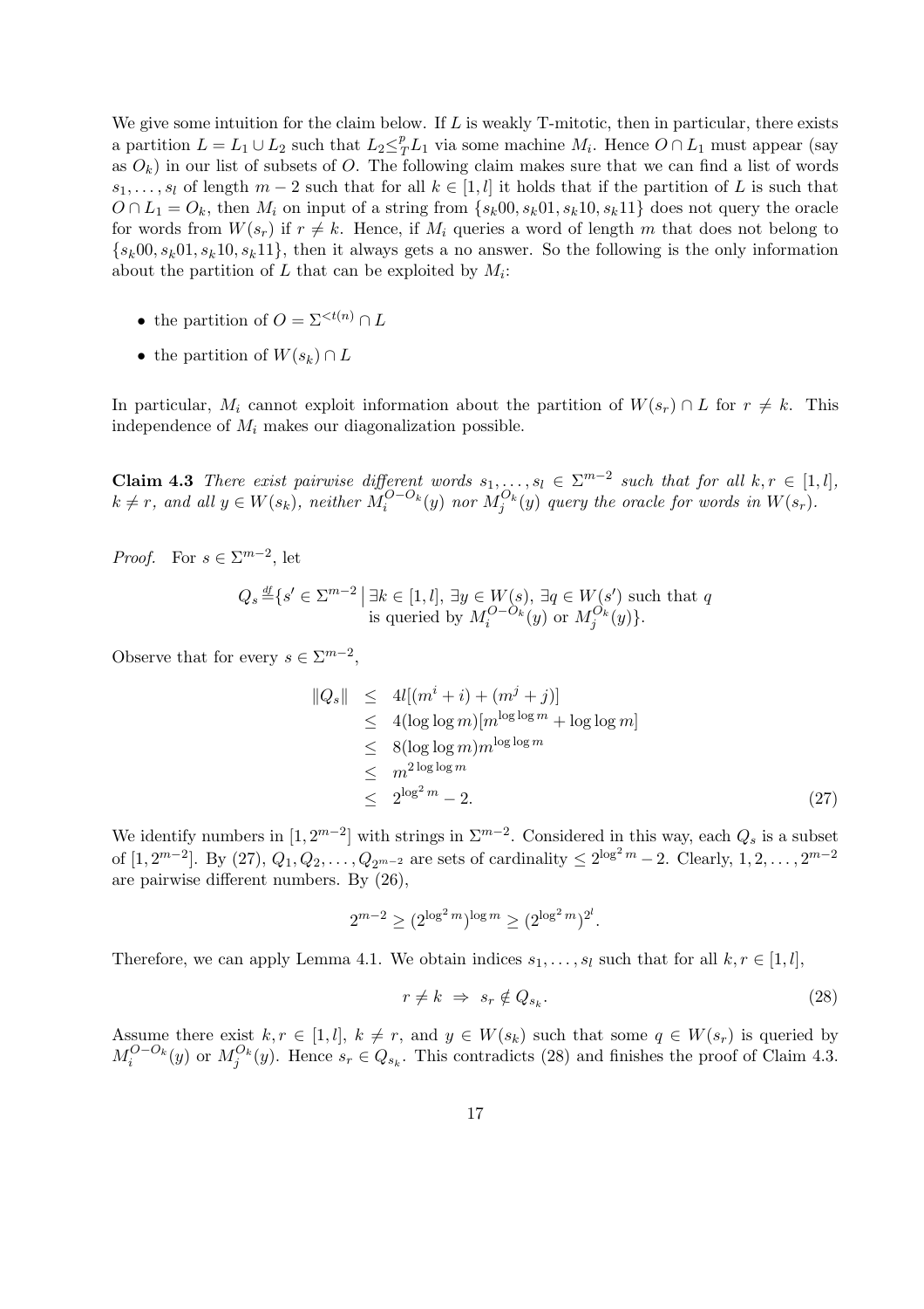We give some intuition for the claim below. If $L$ is weakly T-mitotic, then in particular, there exists a partition $L = L_1 \cup L_2$ such that $L_2 \leq_T^p L_1$ via some machine $M_i$. Hence $O \cap L_1$ must appear (say as $O_k$) in our list of subsets of $O$. The following claim makes sure that we can find a list of words $s_1, \ldots, s_l$ of length $m-2$ such that for all $k \in [1,l]$ it holds that if the partition of $L$ is such that $O \cap L_1 = O_k$, then $M_i$ on input of a string from $\{s_k00, s_k01, s_k10, s_k11\}$ does not query the oracle for words from $W(s_r)$ if $r \neq k$. Hence, if $M_i$ queries a word of length $m$ that does not belong to $\{s_k00, s_k01, s_k10, s_k11\}$, then it always gets a no answer. So the following is the only information about the partition of $L$ that can be exploited by $M_i$:

- the partition of $O = \Sigma^{<t(n)} \cap L$
- the partition of $W(s_k) \cap L$

In particular, $M_i$ cannot exploit information about the partition of $W(s_r) \cap L$ for $r \neq k$. This independence of $M_i$ makes our diagonalization possible.

**Claim 4.3** *There exist pairwise different words $s_1, \ldots, s_l \in \Sigma^{m-2}$ such that for all $k, r \in [1,l]$, $k \neq r$, and all $y \in W(s_k)$, neither $M_i^{O-O_k}(y)$ nor $M_j^{O_k}(y)$ query the oracle for words in $W(s_r)$.*

*Proof.* For $s \in \Sigma^{m-2}$, let

$$Q_s \stackrel{df}{=} \{s' \in \Sigma^{m-2} \mid \exists k \in [1,l],\ \exists y \in W(s),\ \exists q \in W(s') \text{ such that } q \text{ is queried by } M_i^{O-O_k}(y) \text{ or } M_j^{O_k}(y)\}.$$

Observe that for every $s \in \Sigma^{m-2}$,

$$\begin{aligned}
\|Q_s\| &\leq 4l[(m^i + i) + (m^j + j)] \\
&\leq 4(\log\log m)[m^{\log\log m} + \log\log m] \\
&\leq 8(\log\log m)m^{\log\log m} \\
&\leq m^{2\log\log m} \\
&\leq 2^{\log^2 m} - 2. 
\end{aligned} \tag{27}$$

We identify numbers in $[1, 2^{m-2}]$ with strings in $\Sigma^{m-2}$. Considered in this way, each $Q_s$ is a subset of $[1, 2^{m-2}]$. By (27), $Q_1, Q_2, \ldots, Q_{2^{m-2}}$ are sets of cardinality $\leq 2^{\log^2 m} - 2$. Clearly, $1, 2, \ldots, 2^{m-2}$ are pairwise different numbers. By (26),

$$2^{m-2} \geq (2^{\log^2 m})^{\log m} \geq (2^{\log^2 m})^{2^l}.$$

Therefore, we can apply Lemma 4.1. We obtain indices $s_1, \ldots, s_l$ such that for all $k, r \in [1,l]$,

$$r \neq k \ \Rightarrow\ s_r \notin Q_{s_k}. \tag{28}$$

Assume there exist $k, r \in [1,l]$, $k \neq r$, and $y \in W(s_k)$ such that some $q \in W(s_r)$ is queried by $M_i^{O-O_k}(y)$ or $M_j^{O_k}(y)$. Hence $s_r \in Q_{s_k}$. This contradicts (28) and finishes the proof of Claim 4.3.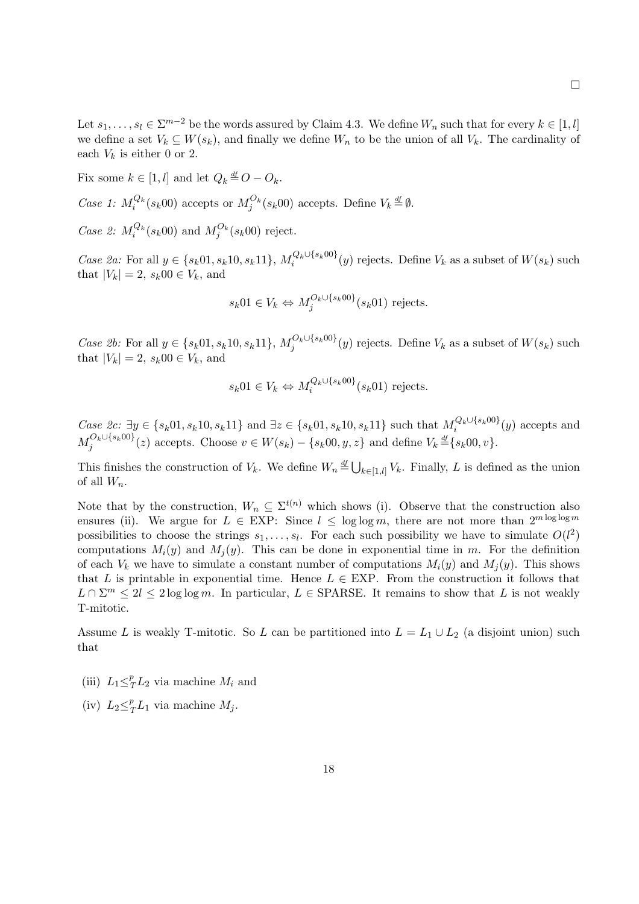□

Let $s_1, \ldots, s_l \in \Sigma^{m-2}$ be the words assured by Claim 4.3. We define $W_n$ such that for every $k \in [1, l]$ we define a set $V_k \subseteq W(s_k)$, and finally we define $W_n$ to be the union of all $V_k$. The cardinality of each $V_k$ is either 0 or 2.

Fix some $k \in [1, l]$ and let $Q_k \stackrel{df}{=} O - O_k$.

*Case 1:* $M_i^{Q_k}(s_k00)$ accepts or $M_j^{O_k}(s_k00)$ accepts. Define $V_k \stackrel{df}{=} \emptyset$.

*Case 2:* $M_i^{Q_k}(s_k00)$ and $M_j^{O_k}(s_k00)$ reject.

*Case 2a:* For all $y \in \{s_k01, s_k10, s_k11\}$, $M_i^{Q_k \cup \{s_k00\}}(y)$ rejects. Define $V_k$ as a subset of $W(s_k)$ such that $|V_k| = 2$, $s_k00 \in V_k$, and

$$s_k01 \in V_k \Leftrightarrow M_j^{O_k \cup \{s_k00\}}(s_k01) \text{ rejects.}$$

*Case 2b:* For all $y \in \{s_k01, s_k10, s_k11\}$, $M_j^{O_k \cup \{s_k00\}}(y)$ rejects. Define $V_k$ as a subset of $W(s_k)$ such that $|V_k| = 2$, $s_k00 \in V_k$, and

$$s_k01 \in V_k \Leftrightarrow M_i^{Q_k \cup \{s_k00\}}(s_k01) \text{ rejects.}$$

*Case 2c:* $\exists y \in \{s_k01, s_k10, s_k11\}$ and $\exists z \in \{s_k01, s_k10, s_k11\}$ such that $M_i^{Q_k \cup \{s_k00\}}(y)$ accepts and $M_j^{O_k \cup \{s_k00\}}(z)$ accepts. Choose $v \in W(s_k) - \{s_k00, y, z\}$ and define $V_k \stackrel{df}{=} \{s_k00, v\}$.

This finishes the construction of $V_k$. We define $W_n \stackrel{df}{=} \bigcup_{k \in [1,l]} V_k$. Finally, $L$ is defined as the union of all $W_n$.

Note that by the construction, $W_n \subseteq \Sigma^{t(n)}$ which shows (i). Observe that the construction also ensures (ii). We argue for $L \in \mathrm{EXP}$: Since $l \leq \log\log m$, there are not more than $2^{m \log\log m}$ possibilities to choose the strings $s_1, \ldots, s_l$. For each such possibility we have to simulate $O(l^2)$ computations $M_i(y)$ and $M_j(y)$. This can be done in exponential time in $m$. For the definition of each $V_k$ we have to simulate a constant number of computations $M_i(y)$ and $M_j(y)$. This shows that $L$ is printable in exponential time. Hence $L \in \mathrm{EXP}$. From the construction it follows that $L \cap \Sigma^m \leq 2l \leq 2 \log\log m$. In particular, $L \in \mathrm{SPARSE}$. It remains to show that $L$ is not weakly T-mitotic.

Assume $L$ is weakly T-mitotic. So $L$ can be partitioned into $L = L_1 \cup L_2$ (a disjoint union) such that

(iii) $L_1 \leq_T^p L_2$ via machine $M_i$ and

(iv) $L_2 \leq_T^p L_1$ via machine $M_j$.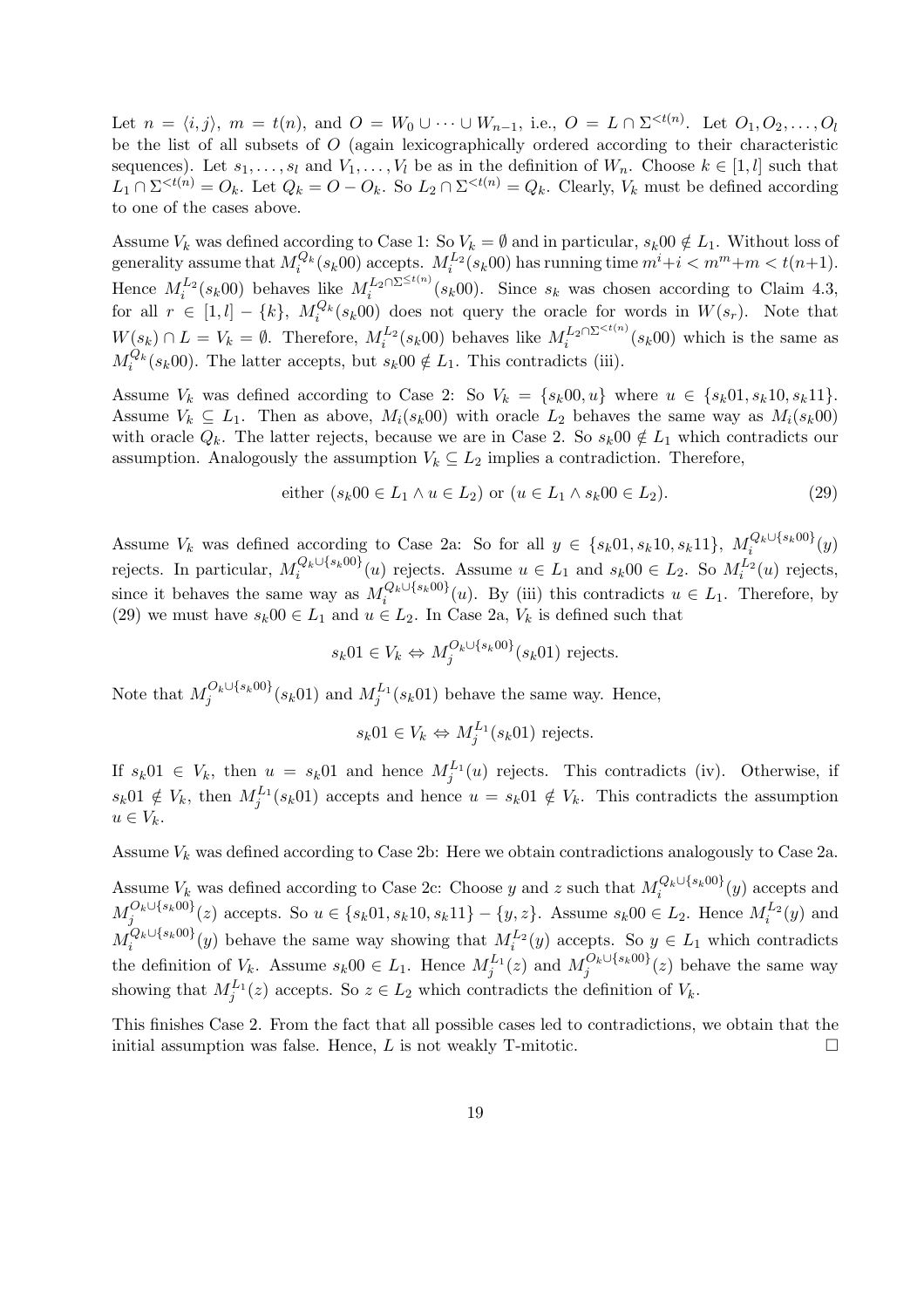Let $n = \langle i, j \rangle$, $m = t(n)$, and $O = W_0 \cup \cdots \cup W_{n-1}$, i.e., $O = L \cap \Sigma^{<t(n)}$. Let $O_1, O_2, \ldots, O_l$ be the list of all subsets of $O$ (again lexicographically ordered according to their characteristic sequences). Let $s_1, \ldots, s_l$ and $V_1, \ldots, V_l$ be as in the definition of $W_n$. Choose $k \in [1, l]$ such that $L_1 \cap \Sigma^{<t(n)} = O_k$. Let $Q_k = O - O_k$. So $L_2 \cap \Sigma^{<t(n)} = Q_k$. Clearly, $V_k$ must be defined according to one of the cases above.

Assume $V_k$ was defined according to Case 1: So $V_k = \emptyset$ and in particular, $s_k00 \notin L_1$. Without loss of generality assume that $M_i^{Q_k}(s_k00)$ accepts. $M_i^{L_2}(s_k00)$ has running time $m^i + i < m^m + m < t(n+1)$. Hence $M_i^{L_2}(s_k00)$ behaves like $M_i^{L_2 \cap \Sigma^{\leq t(n)}}(s_k00)$. Since $s_k$ was chosen according to Claim 4.3, for all $r \in [1, l] - \{k\}$, $M_i^{Q_k}(s_k00)$ does not query the oracle for words in $W(s_r)$. Note that $W(s_k) \cap L = V_k = \emptyset$. Therefore, $M_i^{L_2}(s_k00)$ behaves like $M_i^{L_2 \cap \Sigma^{<t(n)}}(s_k00)$ which is the same as $M_i^{Q_k}(s_k00)$. The latter accepts, but $s_k00 \notin L_1$. This contradicts (iii).

Assume $V_k$ was defined according to Case 2: So $V_k = \{s_k00, u\}$ where $u \in \{s_k01, s_k10, s_k11\}$. Assume $V_k \subseteq L_1$. Then as above, $M_i(s_k00)$ with oracle $L_2$ behaves the same way as $M_i(s_k00)$ with oracle $Q_k$. The latter rejects, because we are in Case 2. So $s_k00 \notin L_1$ which contradicts our assumption. Analogously the assumption $V_k \subseteq L_2$ implies a contradiction. Therefore,

$$\text{either } (s_k00 \in L_1 \wedge u \in L_2) \text{ or } (u \in L_1 \wedge s_k00 \in L_2). \tag{29}$$

Assume $V_k$ was defined according to Case 2a: So for all $y \in \{s_k01, s_k10, s_k11\}$, $M_i^{Q_k \cup \{s_k00\}}(y)$ rejects. In particular, $M_i^{Q_k \cup \{s_k00\}}(u)$ rejects. Assume $u \in L_1$ and $s_k00 \in L_2$. So $M_i^{L_2}(u)$ rejects, since it behaves the same way as $M_i^{Q_k \cup \{s_k00\}}(u)$. By (iii) this contradicts $u \in L_1$. Therefore, by (29) we must have $s_k00 \in L_1$ and $u \in L_2$. In Case 2a, $V_k$ is defined such that

$$s_k01 \in V_k \Leftrightarrow M_j^{O_k \cup \{s_k00\}}(s_k01) \text{ rejects.}$$

Note that $M_j^{O_k \cup \{s_k00\}}(s_k01)$ and $M_j^{L_1}(s_k01)$ behave the same way. Hence,

$$s_k01 \in V_k \Leftrightarrow M_j^{L_1}(s_k01) \text{ rejects.}$$

If $s_k01 \in V_k$, then $u = s_k01$ and hence $M_j^{L_1}(u)$ rejects. This contradicts (iv). Otherwise, if $s_k01 \notin V_k$, then $M_j^{L_1}(s_k01)$ accepts and hence $u = s_k01 \notin V_k$. This contradicts the assumption $u \in V_k$.

Assume $V_k$ was defined according to Case 2b: Here we obtain contradictions analogously to Case 2a.

Assume $V_k$ was defined according to Case 2c: Choose $y$ and $z$ such that $M_i^{Q_k \cup \{s_k00\}}(y)$ accepts and $M_j^{O_k \cup \{s_k00\}}(z)$ accepts. So $u \in \{s_k01, s_k10, s_k11\} - \{y, z\}$. Assume $s_k00 \in L_2$. Hence $M_i^{L_2}(y)$ and $M_i^{Q_k \cup \{s_k00\}}(y)$ behave the same way showing that $M_i^{L_2}(y)$ accepts. So $y \in L_1$ which contradicts the definition of $V_k$. Assume $s_k00 \in L_1$. Hence $M_j^{L_1}(z)$ and $M_j^{O_k \cup \{s_k00\}}(z)$ behave the same way showing that $M_j^{L_1}(z)$ accepts. So $z \in L_2$ which contradicts the definition of $V_k$.

This finishes Case 2. From the fact that all possible cases led to contradictions, we obtain that the initial assumption was false. Hence, $L$ is not weakly T-mitotic. $\square$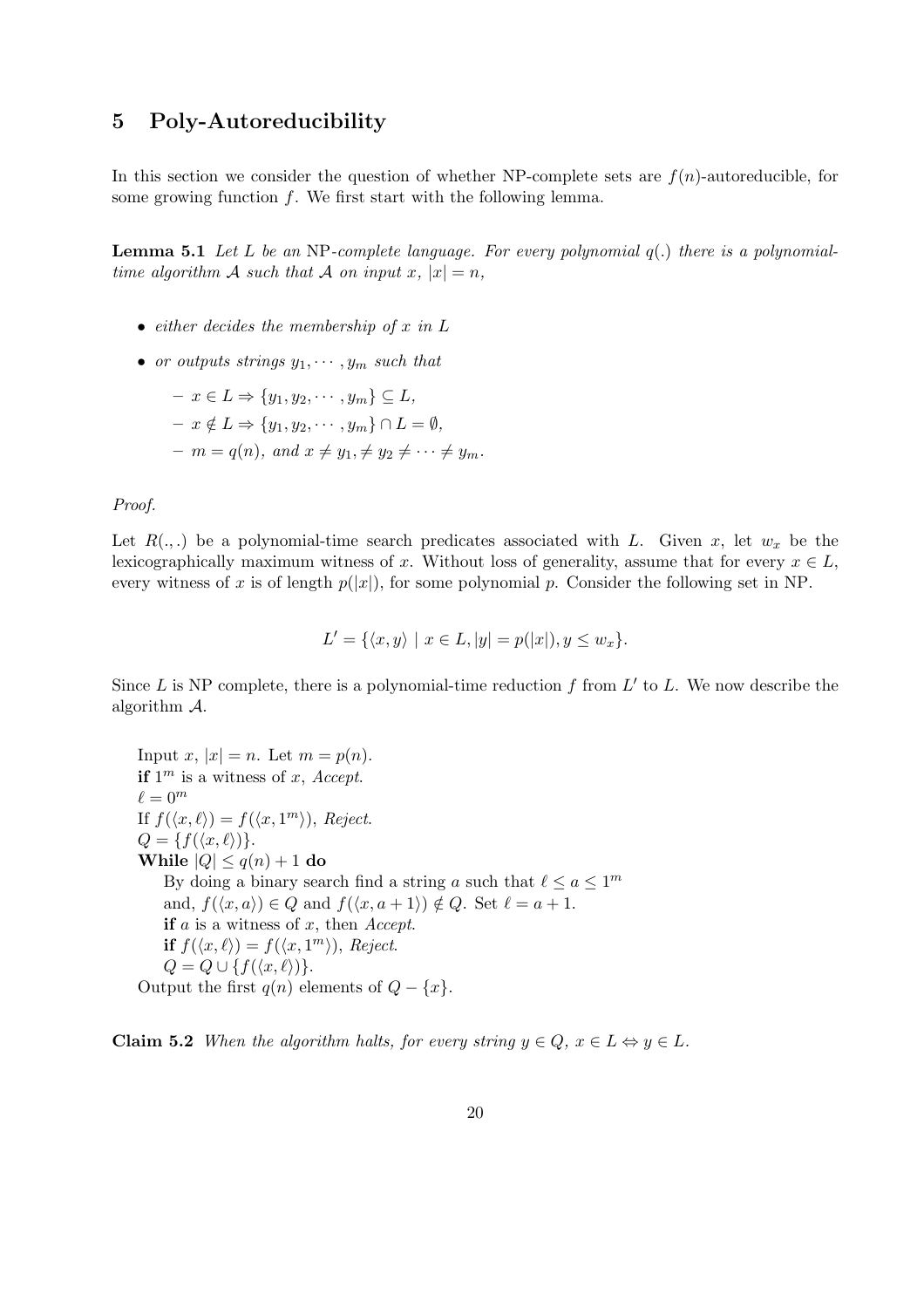## 5 Poly-Autoreducibility

In this section we consider the question of whether NP-complete sets are $f(n)$-autoreducible, for some growing function $f$. We first start with the following lemma.

**Lemma 5.1** *Let $L$ be an* NP*-complete language. For every polynomial $q(.)$ there is a polynomial-time algorithm $\mathcal{A}$ such that $\mathcal{A}$ on input $x$, $|x| = n$,*

- *either decides the membership of $x$ in $L$*
- *or outputs strings $y_1, \cdots, y_m$ such that*
  - $x \in L \Rightarrow \{y_1, y_2, \cdots, y_m\} \subseteq L$,
  - $x \notin L \Rightarrow \{y_1, y_2, \cdots, y_m\} \cap L = \emptyset$,
  - $m = q(n)$, *and* $x \neq y_1, \neq y_2 \neq \cdots \neq y_m$.

*Proof.*

Let $R(.,.)$ be a polynomial-time search predicates associated with $L$. Given $x$, let $w_x$ be the lexicographically maximum witness of $x$. Without loss of generality, assume that for every $x \in L$, every witness of $x$ is of length $p(|x|)$, for some polynomial $p$. Consider the following set in NP.

$$L' = \{\langle x, y\rangle \mid x \in L, |y| = p(|x|), y \leq w_x\}.$$

Since $L$ is NP complete, there is a polynomial-time reduction $f$ from $L'$ to $L$. We now describe the algorithm $\mathcal{A}$.

> Input $x$, $|x| = n$. Let $m = p(n)$.
> **if** $1^m$ is a witness of $x$, *Accept*.
> $\ell = 0^m$
> If $f(\langle x, \ell\rangle) = f(\langle x, 1^m\rangle)$, *Reject*.
> $Q = \{f(\langle x, \ell\rangle)\}$.
> **While** $|Q| \leq q(n) + 1$ **do**
>   By doing a binary search find a string $a$ such that $\ell \leq a \leq 1^m$
>   and, $f(\langle x, a\rangle) \in Q$ and $f(\langle x, a+1\rangle) \notin Q$. Set $\ell = a + 1$.
>   **if** $a$ is a witness of $x$, then *Accept*.
>   **if** $f(\langle x, \ell\rangle) = f(\langle x, 1^m\rangle)$, *Reject*.
>   $Q = Q \cup \{f(\langle x, \ell\rangle)\}$.
> Output the first $q(n)$ elements of $Q - \{x\}$.

**Claim 5.2** *When the algorithm halts, for every string $y \in Q$, $x \in L \Leftrightarrow y \in L$.*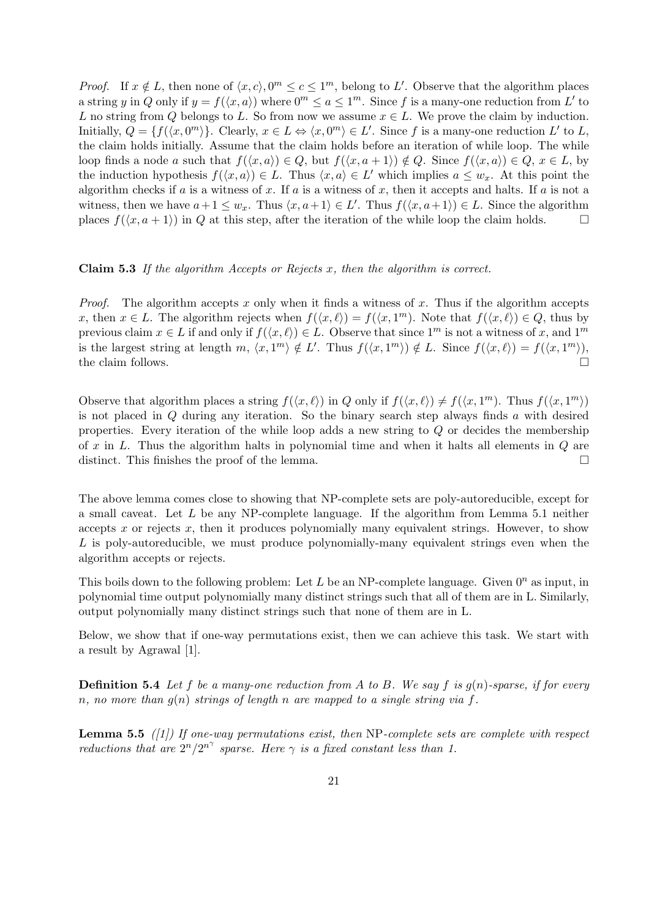*Proof.* If $x \notin L$, then none of $\langle x, c\rangle, 0^m \leq c \leq 1^m$, belong to $L'$. Observe that the algorithm places a string $y$ in $Q$ only if $y = f(\langle x, a\rangle)$ where $0^m \leq a \leq 1^m$. Since $f$ is a many-one reduction from $L'$ to $L$ no string from $Q$ belongs to $L$. So from now we assume $x \in L$. We prove the claim by induction. Initially, $Q = \{f(\langle x, 0^m\rangle\}$. Clearly, $x \in L \Leftrightarrow \langle x, 0^m\rangle \in L'$. Since $f$ is a many-one reduction $L'$ to $L$, the claim holds initially. Assume that the claim holds before an iteration of while loop. The while loop finds a node $a$ such that $f(\langle x, a\rangle) \in Q$, but $f(\langle x, a+1\rangle) \notin Q$. Since $f(\langle x, a\rangle) \in Q$, $x \in L$, by the induction hypothesis $f(\langle x, a\rangle) \in L$. Thus $\langle x, a\rangle \in L'$ which implies $a \leq w_x$. At this point the algorithm checks if $a$ is a witness of $x$. If $a$ is a witness of $x$, then it accepts and halts. If $a$ is not a witness, then we have $a+1 \leq w_x$. Thus $\langle x, a+1\rangle \in L'$. Thus $f(\langle x, a+1\rangle) \in L$. Since the algorithm places $f(\langle x, a+1\rangle)$ in $Q$ at this step, after the iteration of the while loop the claim holds. □

**Claim 5.3** *If the algorithm Accepts or Rejects $x$, then the algorithm is correct.*

*Proof.* The algorithm accepts $x$ only when it finds a witness of $x$. Thus if the algorithm accepts $x$, then $x \in L$. The algorithm rejects when $f(\langle x, \ell\rangle) = f(\langle x, 1^m\rangle)$. Note that $f(\langle x, \ell\rangle) \in Q$, thus by previous claim $x \in L$ if and only if $f(\langle x, \ell\rangle) \in L$. Observe that since $1^m$ is not a witness of $x$, and $1^m$ is the largest string at length $m$, $\langle x, 1^m\rangle \notin L'$. Thus $f(\langle x, 1^m\rangle) \notin L$. Since $f(\langle x, \ell\rangle) = f(\langle x, 1^m\rangle)$, the claim follows. □

Observe that algorithm places a string $f(\langle x, \ell\rangle)$ in $Q$ only if $f(\langle x, \ell\rangle) \neq f(\langle x, 1^m\rangle)$. Thus $f(\langle x, 1^m\rangle)$ is not placed in $Q$ during any iteration. So the binary search step always finds $a$ with desired properties. Every iteration of the while loop adds a new string to $Q$ or decides the membership of $x$ in $L$. Thus the algorithm halts in polynomial time and when it halts all elements in $Q$ are distinct. This finishes the proof of the lemma. □

The above lemma comes close to showing that NP-complete sets are poly-autoreducible, except for a small caveat. Let $L$ be any NP-complete language. If the algorithm from Lemma 5.1 neither accepts $x$ or rejects $x$, then it produces polynomially many equivalent strings. However, to show $L$ is poly-autoreducible, we must produce polynomially-many equivalent strings even when the algorithm accepts or rejects.

This boils down to the following problem: Let $L$ be an NP-complete language. Given $0^n$ as input, in polynomial time output polynomially many distinct strings such that all of them are in L. Similarly, output polynomially many distinct strings such that none of them are in L.

Below, we show that if one-way permutations exist, then we can achieve this task. We start with a result by Agrawal [1].

**Definition 5.4** *Let $f$ be a many-one reduction from $A$ to $B$. We say $f$ is $g(n)$-sparse, if for every $n$, no more than $g(n)$ strings of length $n$ are mapped to a single string via $f$.*

**Lemma 5.5** *([1]) If one-way permutations exist, then* NP*-complete sets are complete with respect reductions that are $2^n/2^{n^\gamma}$ sparse. Here $\gamma$ is a fixed constant less than 1.*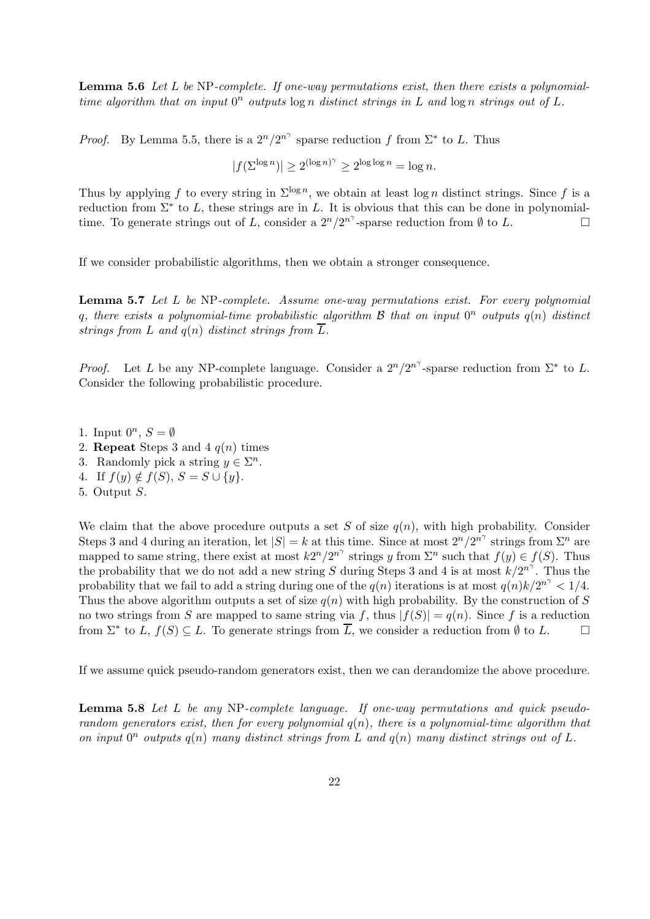**Lemma 5.6** *Let $L$ be* NP*-complete. If one-way permutations exist, then there exists a polynomial-time algorithm that on input $0^n$ outputs $\log n$ distinct strings in $L$ and $\log n$ strings out of $L$.*

*Proof.* By Lemma 5.5, there is a $2^n/2^{n^\gamma}$ sparse reduction $f$ from $\Sigma^*$ to $L$. Thus

$$|f(\Sigma^{\log n})| \geq 2^{(\log n)^\gamma} \geq 2^{\log \log n} = \log n.$$

Thus by applying $f$ to every string in $\Sigma^{\log n}$, we obtain at least $\log n$ distinct strings. Since $f$ is a reduction from $\Sigma^*$ to $L$, these strings are in $L$. It is obvious that this can be done in polynomial-time. To generate strings out of $L$, consider a $2^n/2^{n^\gamma}$-sparse reduction from $\emptyset$ to $L$. $\square$

If we consider probabilistic algorithms, then we obtain a stronger consequence.

**Lemma 5.7** *Let $L$ be* NP*-complete. Assume one-way permutations exist. For every polynomial $q$, there exists a polynomial-time probabilistic algorithm $\mathcal{B}$ that on input $0^n$ outputs $q(n)$ distinct strings from $L$ and $q(n)$ distinct strings from $\overline{L}$.*

*Proof.* Let $L$ be any NP-complete language. Consider a $2^n/2^{n^\gamma}$-sparse reduction from $\Sigma^*$ to $L$. Consider the following probabilistic procedure.

1. Input $0^n$, $S = \emptyset$
2. **Repeat** Steps 3 and 4 $q(n)$ times
3. Randomly pick a string $y \in \Sigma^n$.
4. If $f(y) \notin f(S)$, $S = S \cup \{y\}$.
5. Output $S$.

We claim that the above procedure outputs a set $S$ of size $q(n)$, with high probability. Consider Steps 3 and 4 during an iteration, let $|S| = k$ at this time. Since at most $2^n/2^{n^\gamma}$ strings from $\Sigma^n$ are mapped to same string, there exist at most $k2^n/2^{n^\gamma}$ strings $y$ from $\Sigma^n$ such that $f(y) \in f(S)$. Thus the probability that we do not add a new string $S$ during Steps 3 and 4 is at most $k/2^{n^\gamma}$. Thus the probability that we fail to add a string during one of the $q(n)$ iterations is at most $q(n)k/2^{n^\gamma} < 1/4$. Thus the above algorithm outputs a set of size $q(n)$ with high probability. By the construction of $S$ no two strings from $S$ are mapped to same string via $f$, thus $|f(S)| = q(n)$. Since $f$ is a reduction from $\Sigma^*$ to $L$, $f(S) \subseteq L$. To generate strings from $\overline{L}$, we consider a reduction from $\emptyset$ to $L$. $\square$

If we assume quick pseudo-random generators exist, then we can derandomize the above procedure.

**Lemma 5.8** *Let $L$ be any* NP*-complete language. If one-way permutations and quick pseudo-random generators exist, then for every polynomial $q(n)$, there is a polynomial-time algorithm that on input $0^n$ outputs $q(n)$ many distinct strings from $L$ and $q(n)$ many distinct strings out of $L$.*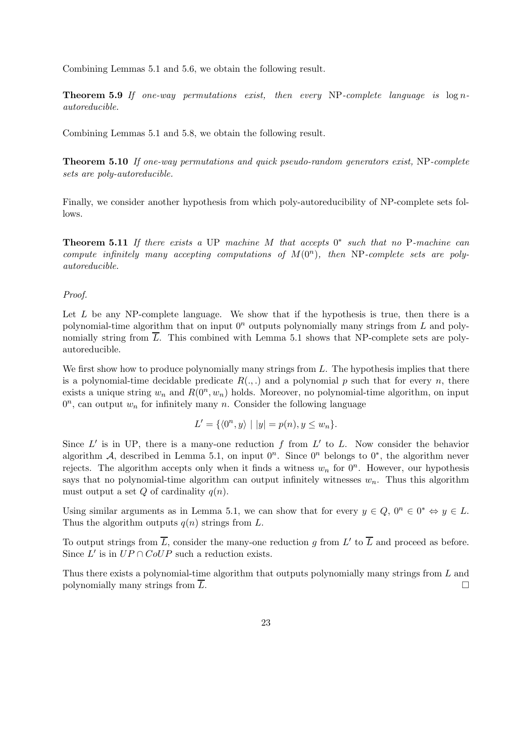Combining Lemmas 5.1 and 5.6, we obtain the following result.

**Theorem 5.9** *If one-way permutations exist, then every* NP*-complete language is* $\log n$*-autoreducible.*

Combining Lemmas 5.1 and 5.8, we obtain the following result.

**Theorem 5.10** *If one-way permutations and quick pseudo-random generators exist,* NP*-complete sets are poly-autoreducible.*

Finally, we consider another hypothesis from which poly-autoreducibility of NP-complete sets follows.

**Theorem 5.11** *If there exists a* UP *machine* $M$ *that accepts* $0^*$ *such that no* P*-machine can compute infinitely many accepting computations of* $M(0^n)$*, then* NP*-complete sets are poly-autoreducible.*

*Proof.*

Let $L$ be any NP-complete language. We show that if the hypothesis is true, then there is a polynomial-time algorithm that on input $0^n$ outputs polynomially many strings from $L$ and polynomially string from $\overline{L}$. This combined with Lemma 5.1 shows that NP-complete sets are poly-autoreducible.

We first show how to produce polynomially many strings from $L$. The hypothesis implies that there is a polynomial-time decidable predicate $R(.,.)$ and a polynomial $p$ such that for every $n$, there exists a unique string $w_n$ and $R(0^n, w_n)$ holds. Moreover, no polynomial-time algorithm, on input $0^n$, can output $w_n$ for infinitely many $n$. Consider the following language

$$L' = \{\langle 0^n, y\rangle \mid |y| = p(n), y \leq w_n\}.$$

Since $L'$ is in UP, there is a many-one reduction $f$ from $L'$ to $L$. Now consider the behavior algorithm $\mathcal{A}$, described in Lemma 5.1, on input $0^n$. Since $0^n$ belongs to $0^*$, the algorithm never rejects. The algorithm accepts only when it finds a witness $w_n$ for $0^n$. However, our hypothesis says that no polynomial-time algorithm can output infinitely witnesses $w_n$. Thus this algorithm must output a set $Q$ of cardinality $q(n)$.

Using similar arguments as in Lemma 5.1, we can show that for every $y \in Q$, $0^n \in 0^* \Leftrightarrow y \in L$. Thus the algorithm outputs $q(n)$ strings from $L$.

To output strings from $\overline{L}$, consider the many-one reduction $g$ from $L'$ to $\overline{L}$ and proceed as before. Since $L'$ is in $UP \cap CoUP$ such a reduction exists.

Thus there exists a polynomial-time algorithm that outputs polynomially many strings from $L$ and polynomially many strings from $\overline{L}$. □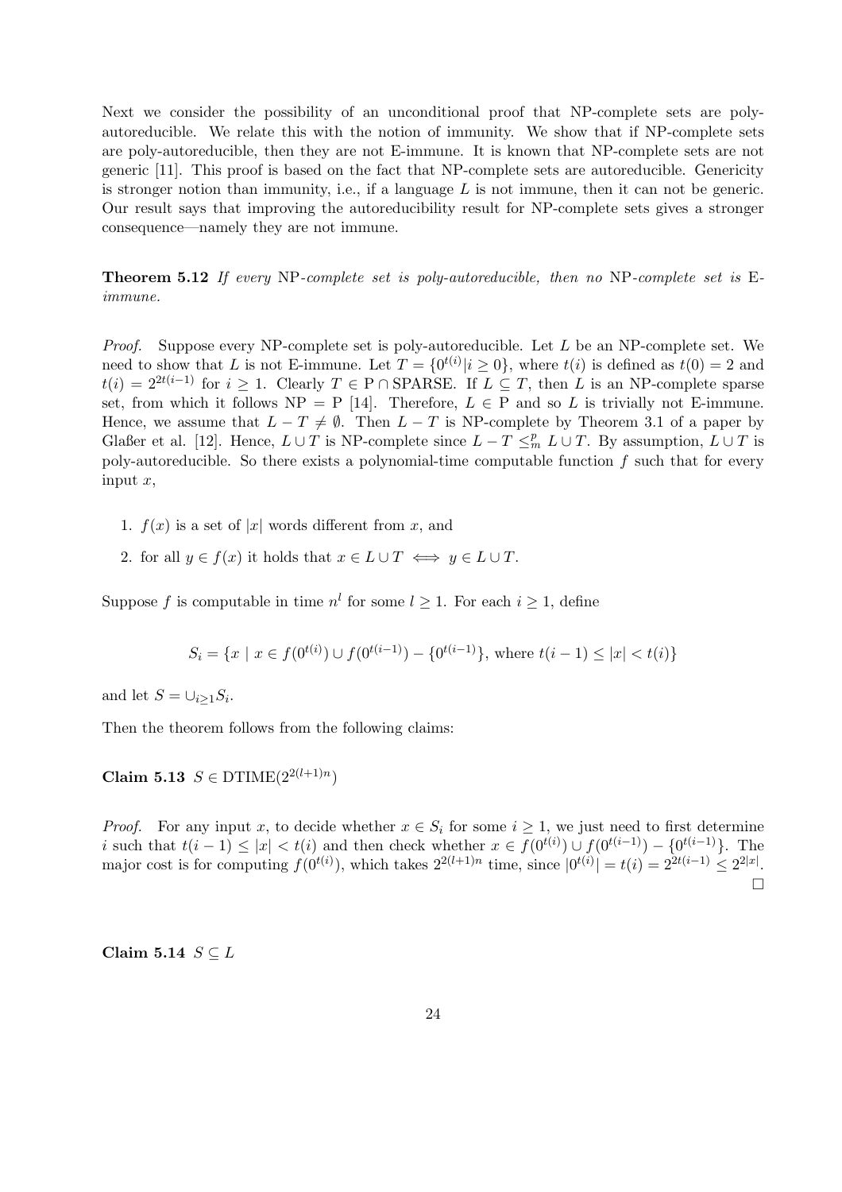Next we consider the possibility of an unconditional proof that NP-complete sets are poly-autoreducible. We relate this with the notion of immunity. We show that if NP-complete sets are poly-autoreducible, then they are not E-immune. It is known that NP-complete sets are not generic [11]. This proof is based on the fact that NP-complete sets are autoreducible. Genericity is stronger notion than immunity, i.e., if a language $L$ is not immune, then it can not be generic. Our result says that improving the autoreducibility result for NP-complete sets gives a stronger consequence—namely they are not immune.

**Theorem 5.12** *If every* NP*-complete set is poly-autoreducible, then no* NP*-complete set is* E*-immune.*

*Proof.* Suppose every NP-complete set is poly-autoreducible. Let $L$ be an NP-complete set. We need to show that $L$ is not E-immune. Let $T = \{0^{t(i)} | i \geq 0\}$, where $t(i)$ is defined as $t(0) = 2$ and $t(i) = 2^{2t(i-1)}$ for $i \geq 1$. Clearly $T \in \mathrm{P} \cap \mathrm{SPARSE}$. If $L \subseteq T$, then $L$ is an NP-complete sparse set, from which it follows $\mathrm{NP} = \mathrm{P}$ [14]. Therefore, $L \in \mathrm{P}$ and so $L$ is trivially not E-immune. Hence, we assume that $L - T \neq \emptyset$. Then $L - T$ is NP-complete by Theorem 3.1 of a paper by Glaßer et al. [12]. Hence, $L \cup T$ is NP-complete since $L - T \leq_m^p L \cup T$. By assumption, $L \cup T$ is poly-autoreducible. So there exists a polynomial-time computable function $f$ such that for every input $x$,

1. $f(x)$ is a set of $|x|$ words different from $x$, and
2. for all $y \in f(x)$ it holds that $x \in L \cup T \iff y \in L \cup T$.

Suppose $f$ is computable in time $n^l$ for some $l \geq 1$. For each $i \geq 1$, define

$$S_i = \{x \mid x \in f(0^{t(i)}) \cup f(0^{t(i-1)}) - \{0^{t(i-1)}\}, \text{ where } t(i-1) \leq |x| < t(i)\}$$

and let $S = \cup_{i \geq 1} S_i$.

Then the theorem follows from the following claims:

**Claim 5.13** $S \in \mathrm{DTIME}(2^{2(l+1)n})$

*Proof.* For any input $x$, to decide whether $x \in S_i$ for some $i \geq 1$, we just need to first determine $i$ such that $t(i-1) \leq |x| < t(i)$ and then check whether $x \in f(0^{t(i)}) \cup f(0^{t(i-1)}) - \{0^{t(i-1)}\}$. The major cost is for computing $f(0^{t(i)})$, which takes $2^{2(l+1)n}$ time, since $|0^{t(i)}| = t(i) = 2^{2t(i-1)} \leq 2^{2|x|}$. □

**Claim 5.14** $S \subseteq L$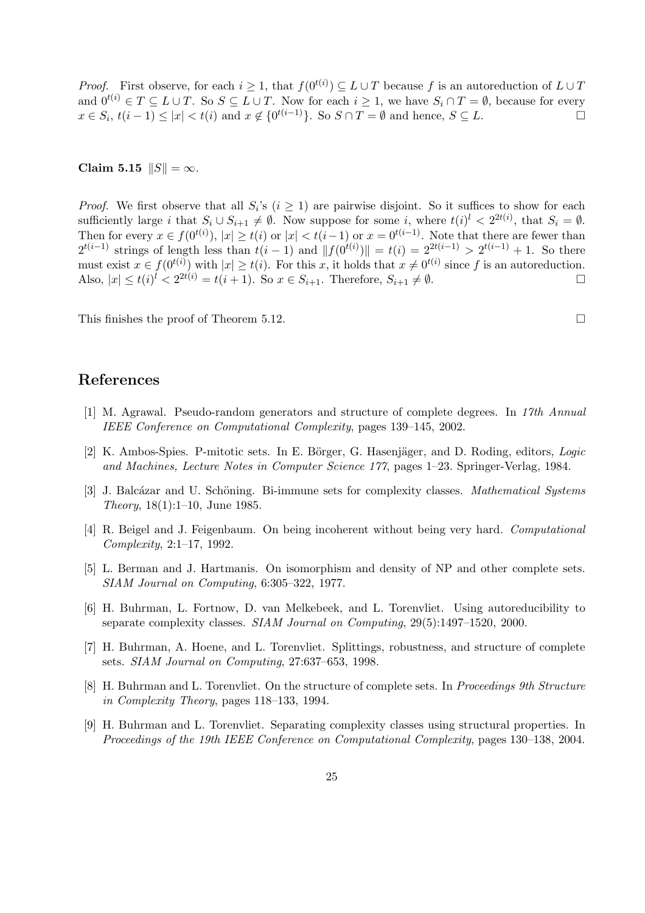*Proof.* First observe, for each $i \geq 1$, that $f(0^{t(i)}) \subseteq L \cup T$ because $f$ is an autoreduction of $L \cup T$ and $0^{t(i)} \in T \subseteq L \cup T$. So $S \subseteq L \cup T$. Now for each $i \geq 1$, we have $S_i \cap T = \emptyset$, because for every $x \in S_i$, $t(i-1) \leq |x| < t(i)$ and $x \notin \{0^{t(i-1)}\}$. So $S \cap T = \emptyset$ and hence, $S \subseteq L$. □

**Claim 5.15** $\|S\| = \infty$.

*Proof.* We first observe that all $S_i$'s ($i \geq 1$) are pairwise disjoint. So it suffices to show for each sufficiently large $i$ that $S_i \cup S_{i+1} \neq \emptyset$. Now suppose for some $i$, where $t(i)^l < 2^{2t(i)}$, that $S_i = \emptyset$. Then for every $x \in f(0^{t(i)})$, $|x| \geq t(i)$ or $|x| < t(i-1)$ or $x = 0^{t(i-1)}$. Note that there are fewer than $2^{t(i-1)}$ strings of length less than $t(i-1)$ and $\|f(0^{t(i)})\| = t(i) = 2^{2t(i-1)} > 2^{t(i-1)} + 1$. So there must exist $x \in f(0^{t(i)})$ with $|x| \geq t(i)$. For this $x$, it holds that $x \neq 0^{t(i)}$ since $f$ is an autoreduction. Also, $|x| \leq t(i)^l < 2^{2t(i)} = t(i+1)$. So $x \in S_{i+1}$. Therefore, $S_{i+1} \neq \emptyset$. □

This finishes the proof of Theorem 5.12. □

# References

[1] M. Agrawal. Pseudo-random generators and structure of complete degrees. In *17th Annual IEEE Conference on Computational Complexity*, pages 139–145, 2002.

[2] K. Ambos-Spies. P-mitotic sets. In E. Börger, G. Hasenjäger, and D. Roding, editors, *Logic and Machines, Lecture Notes in Computer Science 177*, pages 1–23. Springer-Verlag, 1984.

[3] J. Balcázar and U. Schöning. Bi-immune sets for complexity classes. *Mathematical Systems Theory*, 18(1):1–10, June 1985.

[4] R. Beigel and J. Feigenbaum. On being incoherent without being very hard. *Computational Complexity*, 2:1–17, 1992.

[5] L. Berman and J. Hartmanis. On isomorphism and density of NP and other complete sets. *SIAM Journal on Computing*, 6:305–322, 1977.

[6] H. Buhrman, L. Fortnow, D. van Melkebeek, and L. Torenvliet. Using autoreducibility to separate complexity classes. *SIAM Journal on Computing*, 29(5):1497–1520, 2000.

[7] H. Buhrman, A. Hoene, and L. Torenvliet. Splittings, robustness, and structure of complete sets. *SIAM Journal on Computing*, 27:637–653, 1998.

[8] H. Buhrman and L. Torenvliet. On the structure of complete sets. In *Proceedings 9th Structure in Complexity Theory*, pages 118–133, 1994.

[9] H. Buhrman and L. Torenvliet. Separating complexity classes using structural properties. In *Proceedings of the 19th IEEE Conference on Computational Complexity*, pages 130–138, 2004.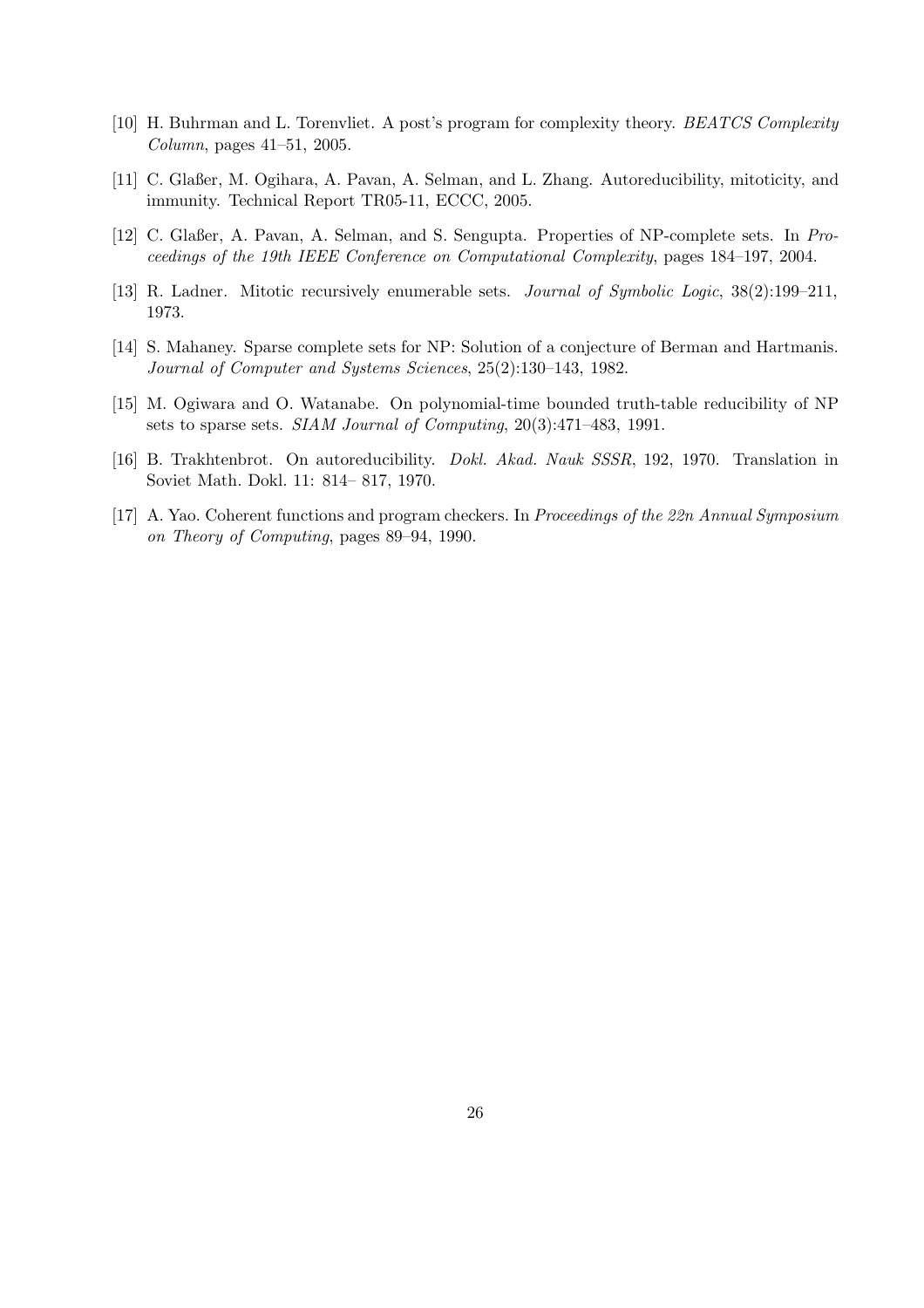[10] H. Buhrman and L. Torenvliet. A post's program for complexity theory. *BEATCS Complexity Column*, pages 41–51, 2005.

[11] C. Glaßer, M. Ogihara, A. Pavan, A. Selman, and L. Zhang. Autoreducibility, mitoticity, and immunity. Technical Report TR05-11, ECCC, 2005.

[12] C. Glaßer, A. Pavan, A. Selman, and S. Sengupta. Properties of NP-complete sets. In *Proceedings of the 19th IEEE Conference on Computational Complexity*, pages 184–197, 2004.

[13] R. Ladner. Mitotic recursively enumerable sets. *Journal of Symbolic Logic*, 38(2):199–211, 1973.

[14] S. Mahaney. Sparse complete sets for NP: Solution of a conjecture of Berman and Hartmanis. *Journal of Computer and Systems Sciences*, 25(2):130–143, 1982.

[15] M. Ogiwara and O. Watanabe. On polynomial-time bounded truth-table reducibility of NP sets to sparse sets. *SIAM Journal of Computing*, 20(3):471–483, 1991.

[16] B. Trakhtenbrot. On autoreducibility. *Dokl. Akad. Nauk SSSR*, 192, 1970. Translation in Soviet Math. Dokl. 11: 814– 817, 1970.

[17] A. Yao. Coherent functions and program checkers. In *Proceedings of the 22n Annual Symposium on Theory of Computing*, pages 89–94, 1990.